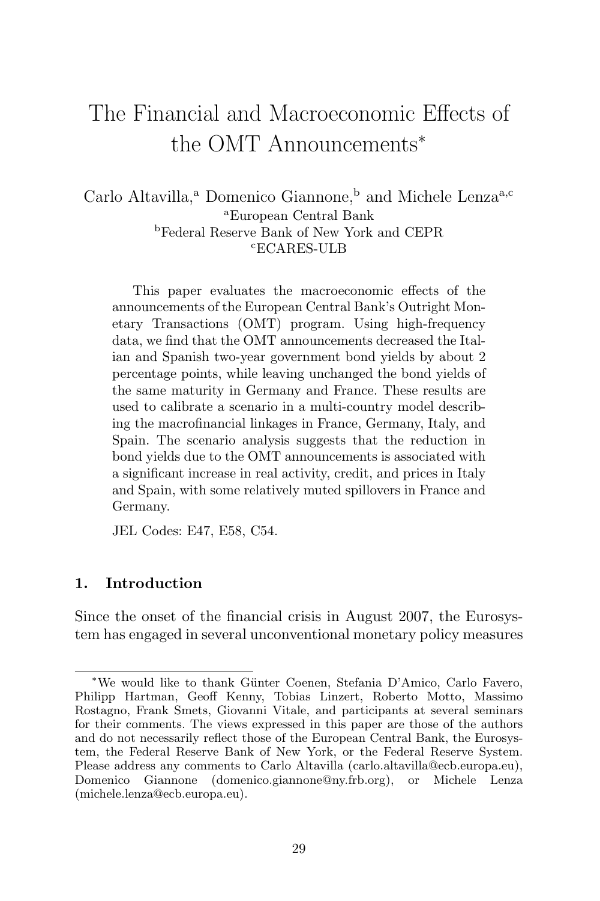# The Financial and Macroeconomic Effects of the OMT Announcements*

Carlo Altavilla,[a] Domenico Giannone,[b] and Michele Lenza[a,c]

[a]European Central Bank
[b]Federal Reserve Bank of New York and CEPR
[c]ECARES-ULB

This paper evaluates the macroeconomic effects of the announcements of the European Central Bank's Outright Monetary Transactions (OMT) program. Using high-frequency data, we find that the OMT announcements decreased the Italian and Spanish two-year government bond yields by about 2 percentage points, while leaving unchanged the bond yields of the same maturity in Germany and France. These results are used to calibrate a scenario in a multi-country model describing the macrofinancial linkages in France, Germany, Italy, and Spain. The scenario analysis suggests that the reduction in bond yields due to the OMT announcements is associated with a significant increase in real activity, credit, and prices in Italy and Spain, with some relatively muted spillovers in France and Germany.

JEL Codes: E47, E58, C54.

## 1. Introduction

Since the onset of the financial crisis in August 2007, the Eurosystem has engaged in several unconventional monetary policy measures

*We would like to thank Günter Coenen, Stefania D'Amico, Carlo Favero, Philipp Hartman, Geoff Kenny, Tobias Linzert, Roberto Motto, Massimo Rostagno, Frank Smets, Giovanni Vitale, and participants at several seminars for their comments. The views expressed in this paper are those of the authors and do not necessarily reflect those of the European Central Bank, the Eurosystem, the Federal Reserve Bank of New York, or the Federal Reserve System. Please address any comments to Carlo Altavilla (carlo.altavilla@ecb.europa.eu), Domenico Giannone (domenico.giannone@ny.frb.org), or Michele Lenza (michele.lenza@ecb.europa.eu).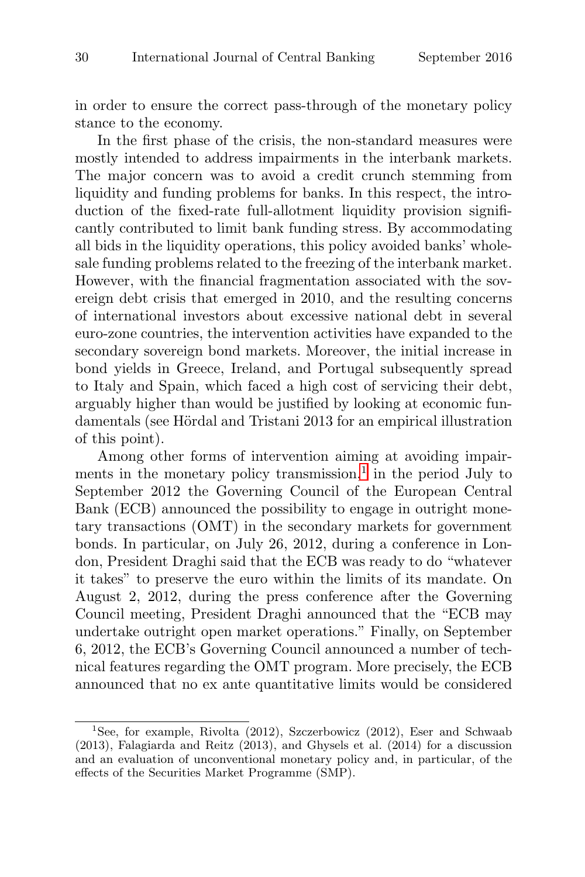in order to ensure the correct pass-through of the monetary policy stance to the economy.

In the first phase of the crisis, the non-standard measures were mostly intended to address impairments in the interbank markets. The major concern was to avoid a credit crunch stemming from liquidity and funding problems for banks. In this respect, the introduction of the fixed-rate full-allotment liquidity provision significantly contributed to limit bank funding stress. By accommodating all bids in the liquidity operations, this policy avoided banks' wholesale funding problems related to the freezing of the interbank market. However, with the financial fragmentation associated with the sovereign debt crisis that emerged in 2010, and the resulting concerns of international investors about excessive national debt in several euro-zone countries, the intervention activities have expanded to the secondary sovereign bond markets. Moreover, the initial increase in bond yields in Greece, Ireland, and Portugal subsequently spread to Italy and Spain, which faced a high cost of servicing their debt, arguably higher than would be justified by looking at economic fundamentals (see Hördal and Tristani 2013 for an empirical illustration of this point).

Among other forms of intervention aiming at avoiding impairments in the monetary policy transmission,[1] in the period July to September 2012 the Governing Council of the European Central Bank (ECB) announced the possibility to engage in outright monetary transactions (OMT) in the secondary markets for government bonds. In particular, on July 26, 2012, during a conference in London, President Draghi said that the ECB was ready to do "whatever it takes" to preserve the euro within the limits of its mandate. On August 2, 2012, during the press conference after the Governing Council meeting, President Draghi announced that the "ECB may undertake outright open market operations." Finally, on September 6, 2012, the ECB's Governing Council announced a number of technical features regarding the OMT program. More precisely, the ECB announced that no ex ante quantitative limits would be considered

[1] See, for example, Rivolta (2012), Szczerbowicz (2012), Eser and Schwaab (2013), Falagiarda and Reitz (2013), and Ghysels et al. (2014) for a discussion and an evaluation of unconventional monetary policy and, in particular, of the effects of the Securities Market Programme (SMP).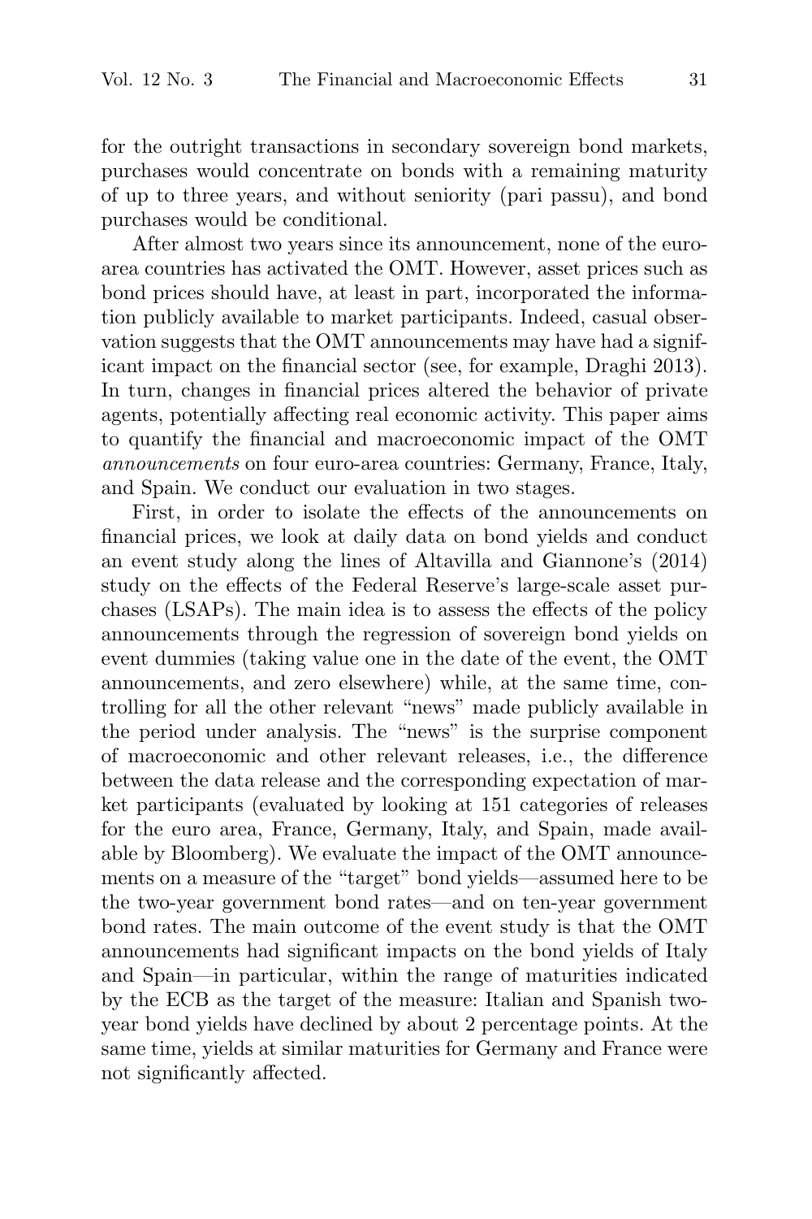for the outright transactions in secondary sovereign bond markets, purchases would concentrate on bonds with a remaining maturity of up to three years, and without seniority (pari passu), and bond purchases would be conditional.

After almost two years since its announcement, none of the euro-area countries has activated the OMT. However, asset prices such as bond prices should have, at least in part, incorporated the information publicly available to market participants. Indeed, casual observation suggests that the OMT announcements may have had a significant impact on the financial sector (see, for example, Draghi 2013). In turn, changes in financial prices altered the behavior of private agents, potentially affecting real economic activity. This paper aims to quantify the financial and macroeconomic impact of the OMT *announcements* on four euro-area countries: Germany, France, Italy, and Spain. We conduct our evaluation in two stages.

First, in order to isolate the effects of the announcements on financial prices, we look at daily data on bond yields and conduct an event study along the lines of Altavilla and Giannone's (2014) study on the effects of the Federal Reserve's large-scale asset purchases (LSAPs). The main idea is to assess the effects of the policy announcements through the regression of sovereign bond yields on event dummies (taking value one in the date of the event, the OMT announcements, and zero elsewhere) while, at the same time, controlling for all the other relevant "news" made publicly available in the period under analysis. The "news" is the surprise component of macroeconomic and other relevant releases, i.e., the difference between the data release and the corresponding expectation of market participants (evaluated by looking at 151 categories of releases for the euro area, France, Germany, Italy, and Spain, made available by Bloomberg). We evaluate the impact of the OMT announcements on a measure of the "target" bond yields—assumed here to be the two-year government bond rates—and on ten-year government bond rates. The main outcome of the event study is that the OMT announcements had significant impacts on the bond yields of Italy and Spain—in particular, within the range of maturities indicated by the ECB as the target of the measure: Italian and Spanish two-year bond yields have declined by about 2 percentage points. At the same time, yields at similar maturities for Germany and France were not significantly affected.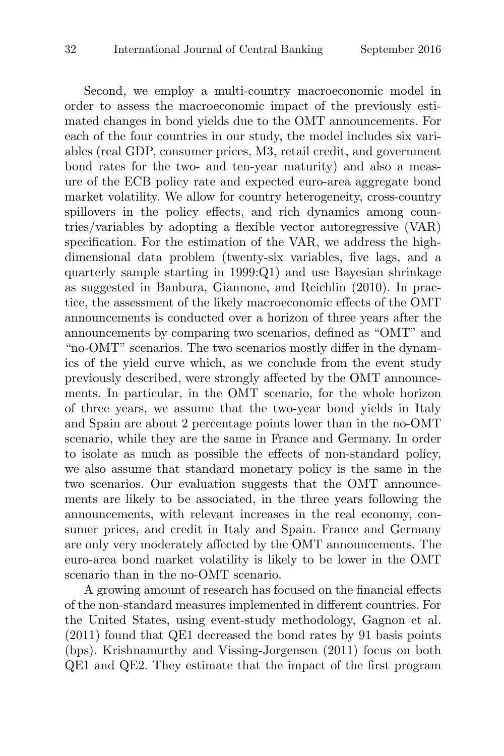Second, we employ a multi-country macroeconomic model in order to assess the macroeconomic impact of the previously estimated changes in bond yields due to the OMT announcements. For each of the four countries in our study, the model includes six variables (real GDP, consumer prices, M3, retail credit, and government bond rates for the two- and ten-year maturity) and also a measure of the ECB policy rate and expected euro-area aggregate bond market volatility. We allow for country heterogeneity, cross-country spillovers in the policy effects, and rich dynamics among countries/variables by adopting a flexible vector autoregressive (VAR) specification. For the estimation of the VAR, we address the high-dimensional data problem (twenty-six variables, five lags, and a quarterly sample starting in 1999:Q1) and use Bayesian shrinkage as suggested in Banbura, Giannone, and Reichlin (2010). In practice, the assessment of the likely macroeconomic effects of the OMT announcements is conducted over a horizon of three years after the announcements by comparing two scenarios, defined as "OMT" and "no-OMT" scenarios. The two scenarios mostly differ in the dynamics of the yield curve which, as we conclude from the event study previously described, were strongly affected by the OMT announcements. In particular, in the OMT scenario, for the whole horizon of three years, we assume that the two-year bond yields in Italy and Spain are about 2 percentage points lower than in the no-OMT scenario, while they are the same in France and Germany. In order to isolate as much as possible the effects of non-standard policy, we also assume that standard monetary policy is the same in the two scenarios. Our evaluation suggests that the OMT announcements are likely to be associated, in the three years following the announcements, with relevant increases in the real economy, consumer prices, and credit in Italy and Spain. France and Germany are only very moderately affected by the OMT announcements. The euro-area bond market volatility is likely to be lower in the OMT scenario than in the no-OMT scenario.

A growing amount of research has focused on the financial effects of the non-standard measures implemented in different countries. For the United States, using event-study methodology, Gagnon et al. (2011) found that QE1 decreased the bond rates by 91 basis points (bps). Krishnamurthy and Vissing-Jorgensen (2011) focus on both QE1 and QE2. They estimate that the impact of the first program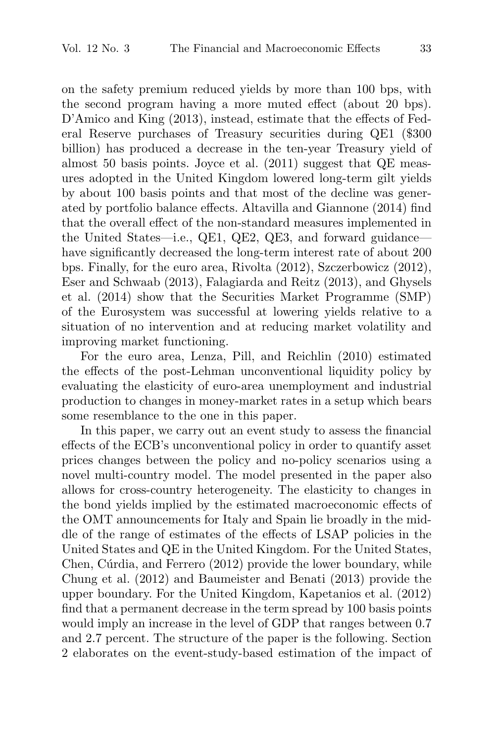on the safety premium reduced yields by more than 100 bps, with the second program having a more muted effect (about 20 bps). D'Amico and King (2013), instead, estimate that the effects of Federal Reserve purchases of Treasury securities during QE1 ($300 billion) has produced a decrease in the ten-year Treasury yield of almost 50 basis points. Joyce et al. (2011) suggest that QE measures adopted in the United Kingdom lowered long-term gilt yields by about 100 basis points and that most of the decline was generated by portfolio balance effects. Altavilla and Giannone (2014) find that the overall effect of the non-standard measures implemented in the United States—i.e., QE1, QE2, QE3, and forward guidance—have significantly decreased the long-term interest rate of about 200 bps. Finally, for the euro area, Rivolta (2012), Szczerbowicz (2012), Eser and Schwaab (2013), Falagiarda and Reitz (2013), and Ghysels et al. (2014) show that the Securities Market Programme (SMP) of the Eurosystem was successful at lowering yields relative to a situation of no intervention and at reducing market volatility and improving market functioning.

For the euro area, Lenza, Pill, and Reichlin (2010) estimated the effects of the post-Lehman unconventional liquidity policy by evaluating the elasticity of euro-area unemployment and industrial production to changes in money-market rates in a setup which bears some resemblance to the one in this paper.

In this paper, we carry out an event study to assess the financial effects of the ECB's unconventional policy in order to quantify asset prices changes between the policy and no-policy scenarios using a novel multi-country model. The model presented in the paper also allows for cross-country heterogeneity. The elasticity to changes in the bond yields implied by the estimated macroeconomic effects of the OMT announcements for Italy and Spain lie broadly in the middle of the range of estimates of the effects of LSAP policies in the United States and QE in the United Kingdom. For the United States, Chen, Cúrdia, and Ferrero (2012) provide the lower boundary, while Chung et al. (2012) and Baumeister and Benati (2013) provide the upper boundary. For the United Kingdom, Kapetanios et al. (2012) find that a permanent decrease in the term spread by 100 basis points would imply an increase in the level of GDP that ranges between 0.7 and 2.7 percent. The structure of the paper is the following. Section 2 elaborates on the event-study-based estimation of the impact of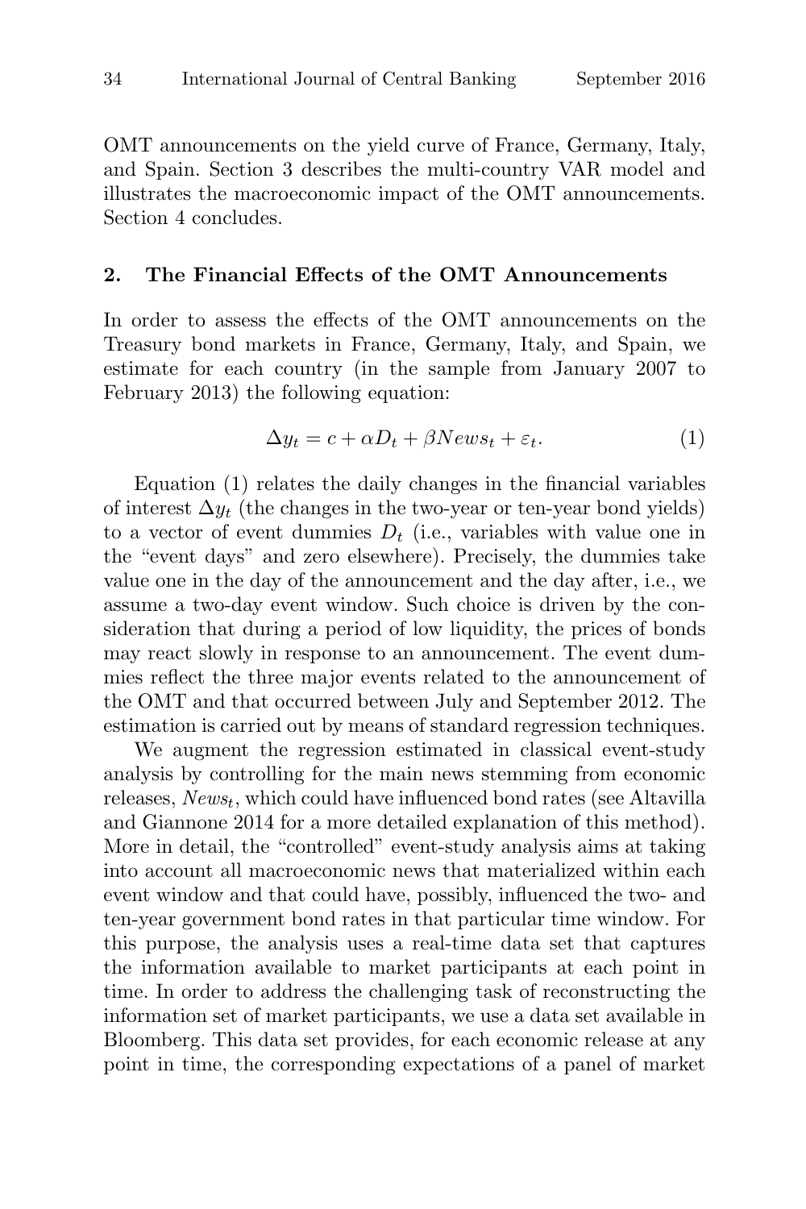OMT announcements on the yield curve of France, Germany, Italy, and Spain. Section 3 describes the multi-country VAR model and illustrates the macroeconomic impact of the OMT announcements. Section 4 concludes.

## 2. The Financial Effects of the OMT Announcements

In order to assess the effects of the OMT announcements on the Treasury bond markets in France, Germany, Italy, and Spain, we estimate for each country (in the sample from January 2007 to February 2013) the following equation:

$$\Delta y_t = c + \alpha D_t + \beta News_t + \varepsilon_t. \tag{1}$$

Equation (1) relates the daily changes in the financial variables of interest $\Delta y_t$ (the changes in the two-year or ten-year bond yields) to a vector of event dummies $D_t$ (i.e., variables with value one in the "event days" and zero elsewhere). Precisely, the dummies take value one in the day of the announcement and the day after, i.e., we assume a two-day event window. Such choice is driven by the consideration that during a period of low liquidity, the prices of bonds may react slowly in response to an announcement. The event dummies reflect the three major events related to the announcement of the OMT and that occurred between July and September 2012. The estimation is carried out by means of standard regression techniques.

We augment the regression estimated in classical event-study analysis by controlling for the main news stemming from economic releases, $News_t$, which could have influenced bond rates (see Altavilla and Giannone 2014 for a more detailed explanation of this method). More in detail, the "controlled" event-study analysis aims at taking into account all macroeconomic news that materialized within each event window and that could have, possibly, influenced the two- and ten-year government bond rates in that particular time window. For this purpose, the analysis uses a real-time data set that captures the information available to market participants at each point in time. In order to address the challenging task of reconstructing the information set of market participants, we use a data set available in Bloomberg. This data set provides, for each economic release at any point in time, the corresponding expectations of a panel of market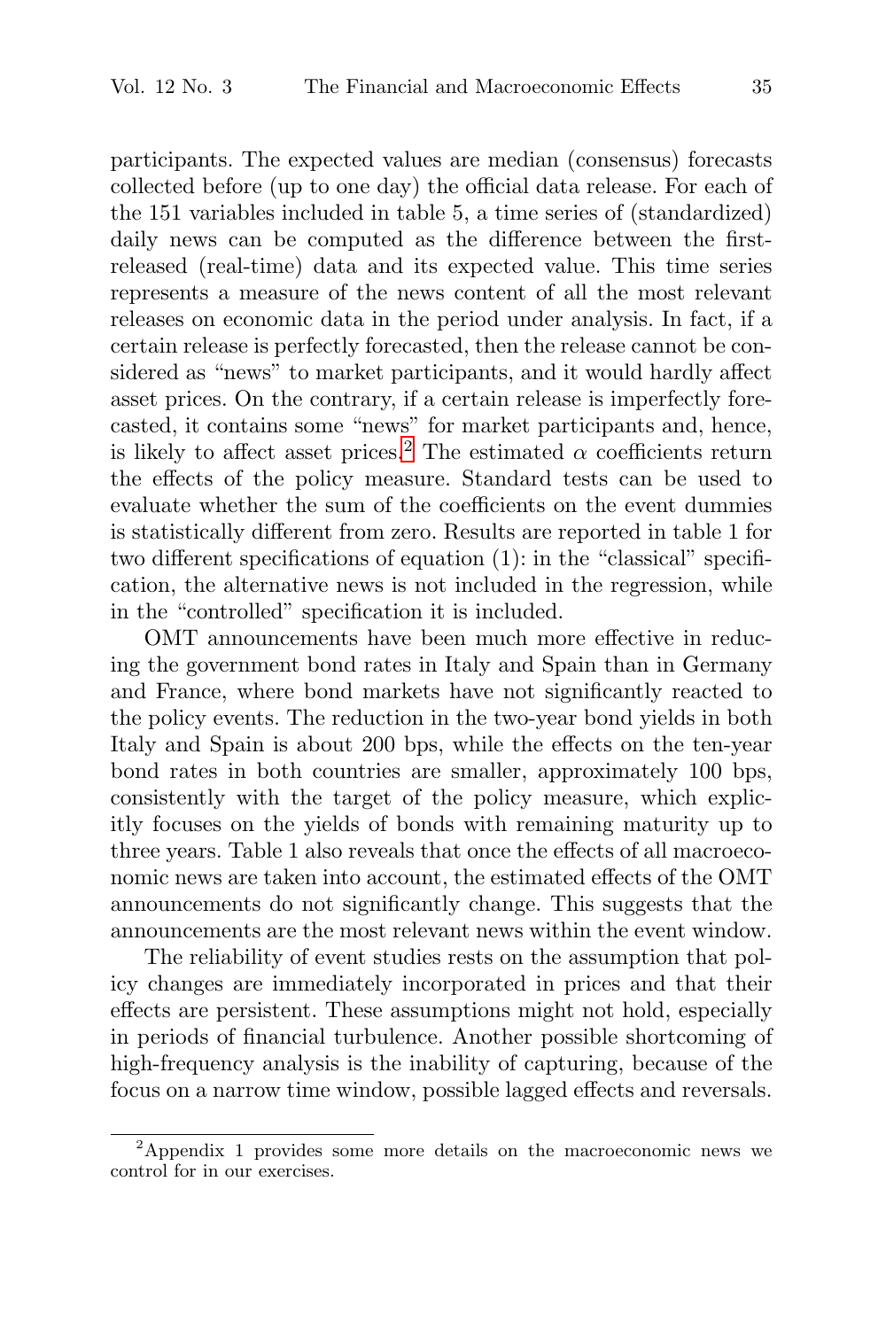participants. The expected values are median (consensus) forecasts collected before (up to one day) the official data release. For each of the 151 variables included in table 5, a time series of (standardized) daily news can be computed as the difference between the first-released (real-time) data and its expected value. This time series represents a measure of the news content of all the most relevant releases on economic data in the period under analysis. In fact, if a certain release is perfectly forecasted, then the release cannot be considered as "news" to market participants, and it would hardly affect asset prices. On the contrary, if a certain release is imperfectly forecasted, it contains some "news" for market participants and, hence, is likely to affect asset prices.[2] The estimated $\alpha$ coefficients return the effects of the policy measure. Standard tests can be used to evaluate whether the sum of the coefficients on the event dummies is statistically different from zero. Results are reported in table 1 for two different specifications of equation (1): in the "classical" specification, the alternative news is not included in the regression, while in the "controlled" specification it is included.

OMT announcements have been much more effective in reducing the government bond rates in Italy and Spain than in Germany and France, where bond markets have not significantly reacted to the policy events. The reduction in the two-year bond yields in both Italy and Spain is about 200 bps, while the effects on the ten-year bond rates in both countries are smaller, approximately 100 bps, consistently with the target of the policy measure, which explicitly focuses on the yields of bonds with remaining maturity up to three years. Table 1 also reveals that once the effects of all macroeconomic news are taken into account, the estimated effects of the OMT announcements do not significantly change. This suggests that the announcements are the most relevant news within the event window.

The reliability of event studies rests on the assumption that policy changes are immediately incorporated in prices and that their effects are persistent. These assumptions might not hold, especially in periods of financial turbulence. Another possible shortcoming of high-frequency analysis is the inability of capturing, because of the focus on a narrow time window, possible lagged effects and reversals.

[2] Appendix 1 provides some more details on the macroeconomic news we control for in our exercises.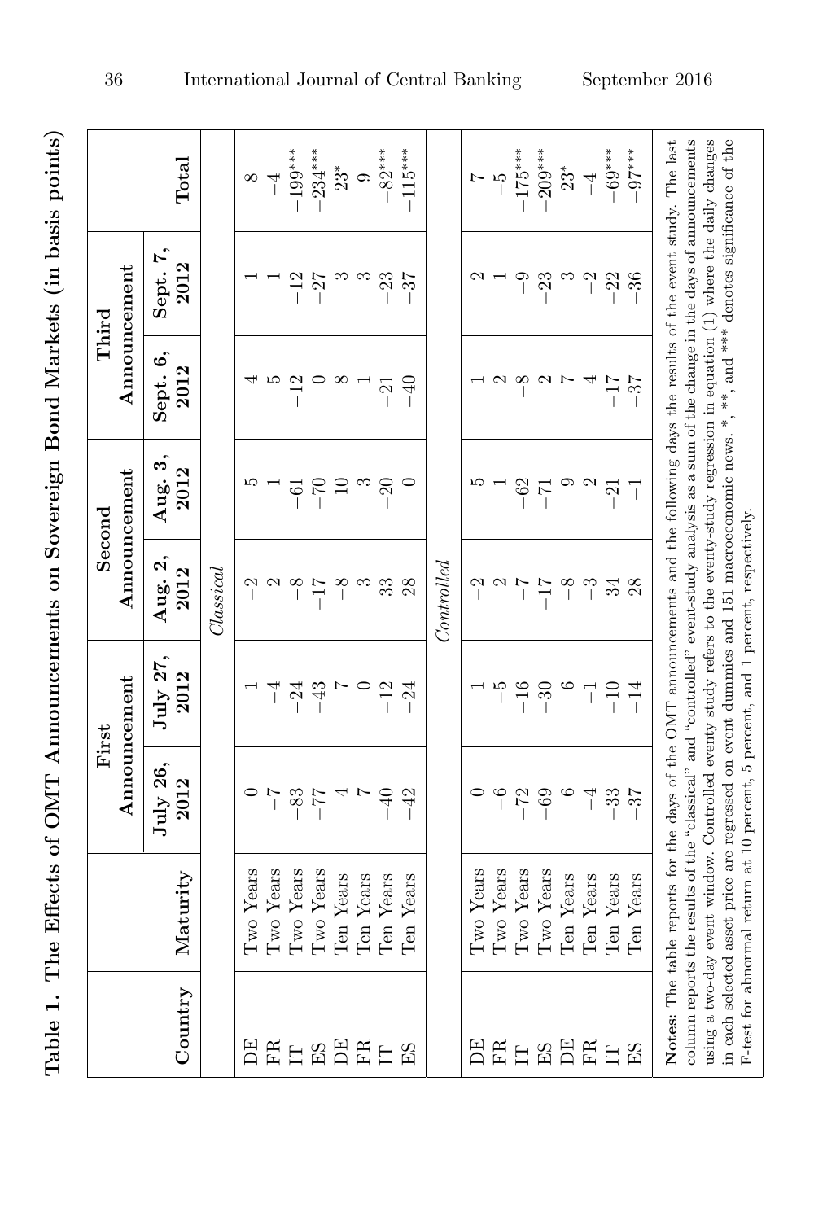**Table 1. The Effects of OMT Announcements on Sovereign Bond Markets (in basis points)**

| Country | Maturity | First Announcement | | Second Announcement | | Third Announcement | | Total |
|---|---|---|---|---|---|---|---|---|
| | | July 26, 2012 | July 27, 2012 | Aug. 2, 2012 | Aug. 3, 2012 | Sept. 6, 2012 | Sept. 7, 2012 | |
| *Classical* | | | | | | | | |
| DE | Two Years | 0 | 1 | −2 | 5 | 4 | 1 | 8 |
| FR | Two Years | −7 | −4 | 2 | 1 | 5 | 1 | −4 |
| IT | Two Years | −83 | −24 | −8 | −61 | −12 | −12 | −199*** |
| ES | Two Years | −77 | −43 | −17 | −70 | 0 | −27 | −234*** |
| DE | Ten Years | 4 | 7 | −8 | 10 | 8 | 3 | 23* |
| FR | Ten Years | −7 | 0 | −3 | 3 | 1 | −3 | −9 |
| IT | Ten Years | −40 | −12 | 33 | −20 | −21 | −23 | −82*** |
| ES | Ten Years | −42 | −24 | 28 | 0 | −40 | −37 | −115*** |
| *Controlled* | | | | | | | | |
| DE | Two Years | 0 | 1 | −2 | 5 | 1 | 2 | 7 |
| FR | Two Years | −6 | −5 | 2 | 1 | 2 | 1 | −5 |
| IT | Two Years | −72 | −16 | −7 | −62 | −8 | −9 | −175*** |
| ES | Two Years | −69 | −30 | −17 | −71 | 2 | −23 | −209*** |
| DE | Ten Years | 6 | 6 | −8 | 9 | 7 | 3 | 23* |
| FR | Ten Years | −4 | −1 | −3 | 2 | 4 | −2 | −4 |
| IT | Ten Years | −33 | −10 | 34 | −21 | −17 | −22 | −69*** |
| ES | Ten Years | −37 | −14 | 28 | −1 | −37 | −36 | −97*** |

**Notes:** The table reports for the days of the OMT announcements and the following days the results of the event study. The last column reports the results of the "classical" and "controlled" event-study analysis as a sum of the change in the days of announcements using a two-day event window. Controlled eventy study refers to the eventy-study regression in equation (1) where the daily changes in each selected asset price are regressed on event dummies and 151 macroeconomic news. *, **, and *** denotes significance of the F-test for abnormal return at 10 percent, 5 percent, and 1 percent, respectively.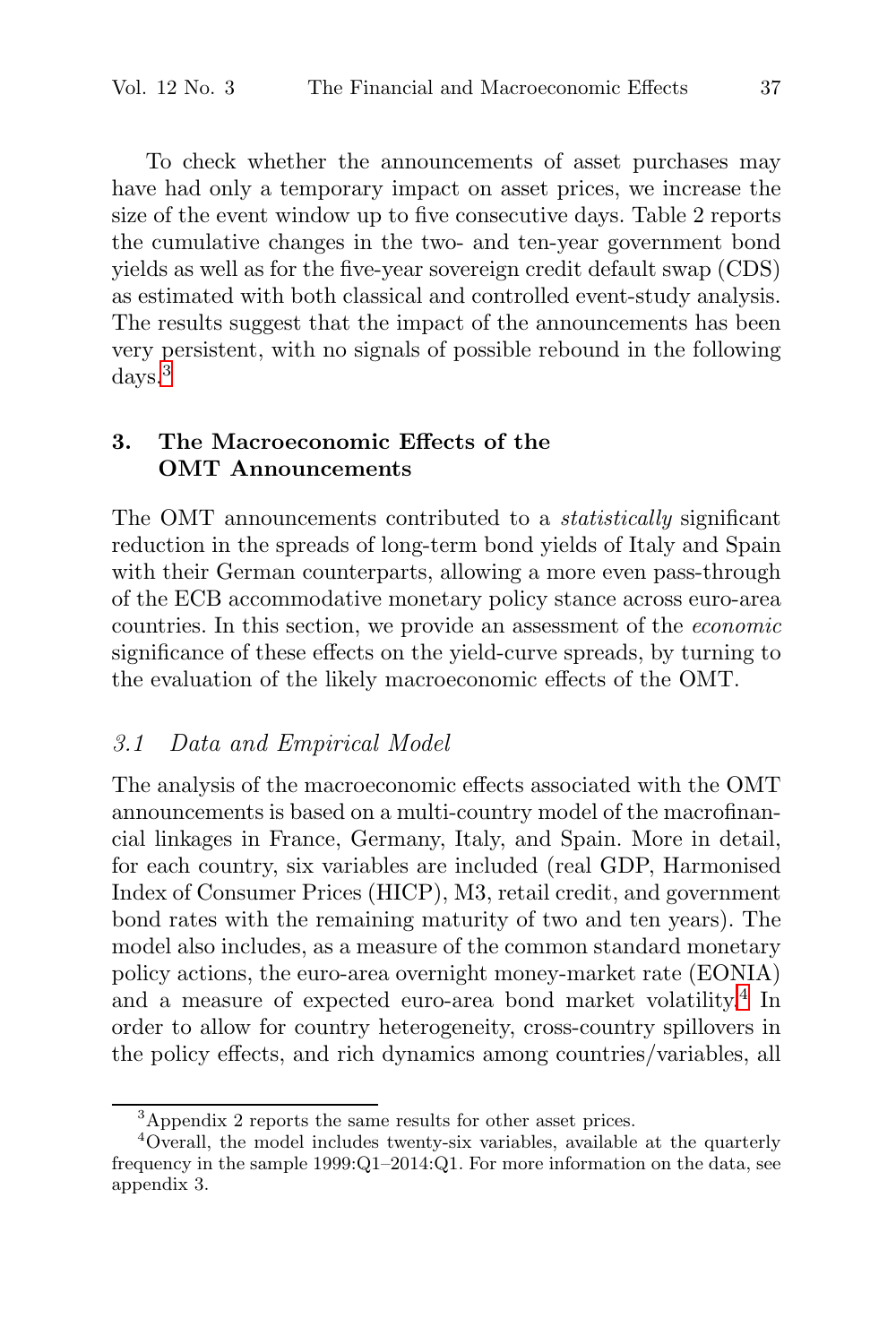To check whether the announcements of asset purchases may have had only a temporary impact on asset prices, we increase the size of the event window up to five consecutive days. Table 2 reports the cumulative changes in the two- and ten-year government bond yields as well as for the five-year sovereign credit default swap (CDS) as estimated with both classical and controlled event-study analysis. The results suggest that the impact of the announcements has been very persistent, with no signals of possible rebound in the following days.[3]

## 3. The Macroeconomic Effects of the OMT Announcements

The OMT announcements contributed to a *statistically* significant reduction in the spreads of long-term bond yields of Italy and Spain with their German counterparts, allowing a more even pass-through of the ECB accommodative monetary policy stance across euro-area countries. In this section, we provide an assessment of the *economic* significance of these effects on the yield-curve spreads, by turning to the evaluation of the likely macroeconomic effects of the OMT.

### *3.1 Data and Empirical Model*

The analysis of the macroeconomic effects associated with the OMT announcements is based on a multi-country model of the macrofinancial linkages in France, Germany, Italy, and Spain. More in detail, for each country, six variables are included (real GDP, Harmonised Index of Consumer Prices (HICP), M3, retail credit, and government bond rates with the remaining maturity of two and ten years). The model also includes, as a measure of the common standard monetary policy actions, the euro-area overnight money-market rate (EONIA) and a measure of expected euro-area bond market volatility.[4] In order to allow for country heterogeneity, cross-country spillovers in the policy effects, and rich dynamics among countries/variables, all

[3] Appendix 2 reports the same results for other asset prices.

[4] Overall, the model includes twenty-six variables, available at the quarterly frequency in the sample 1999:Q1–2014:Q1. For more information on the data, see appendix 3.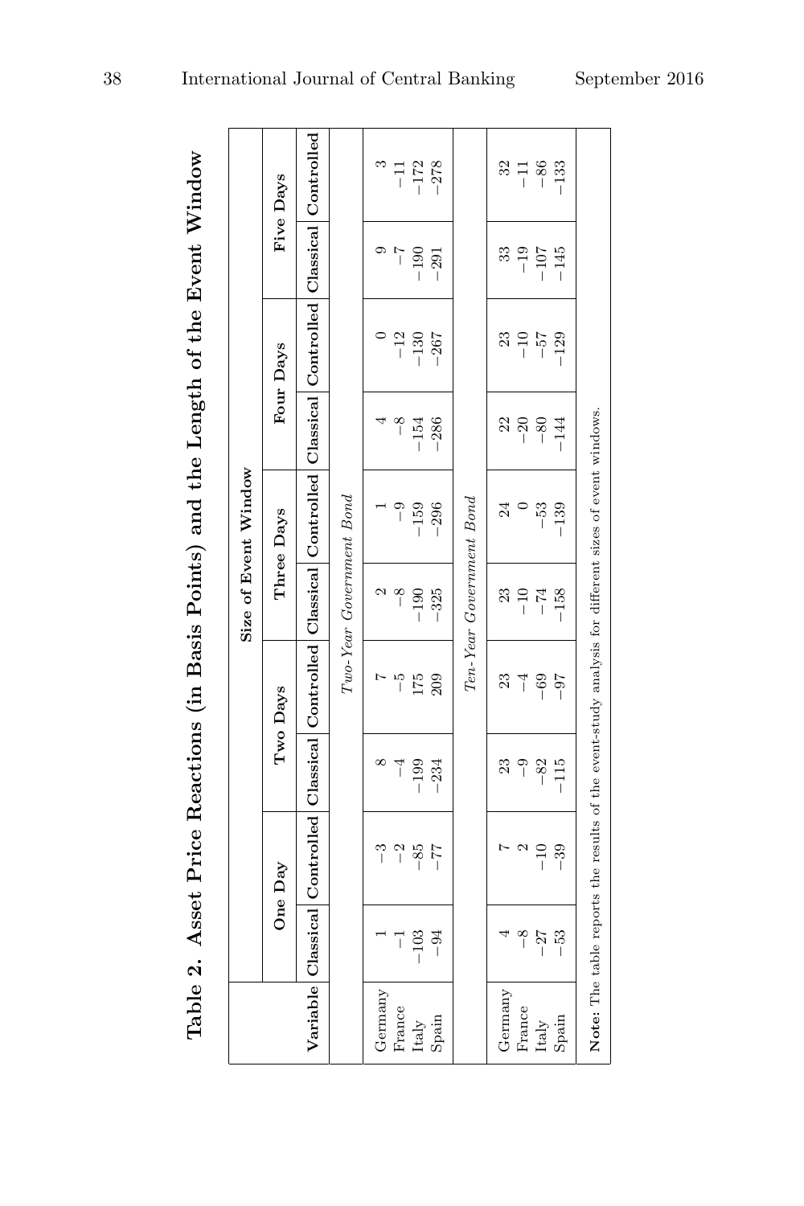**Table 2. Asset Price Reactions (in Basis Points) and the Length of the Event Window**

| | Size of Event Window | | | | | | | | | |
|---|---|---|---|---|---|---|---|---|---|---|
| | One Day | | Two Days | | Three Days | | Four Days | | Five Days | |
| **Variable** | **Classical** | **Controlled** | **Classical** | **Controlled** | **Classical** | **Controlled** | **Classical** | **Controlled** | **Classical** | **Controlled** |
| | *Two-Year Government Bond* | | | | | | | | | |
| Germany | 1 | −3 | 8 | 7 | 2 | 1 | 4 | 0 | 9 | 3 |
| France | −1 | −2 | −4 | −5 | −8 | −9 | −8 | −12 | −7 | −11 |
| Italy | −103 | −85 | −199 | 175 | −190 | −159 | −154 | −130 | −190 | −172 |
| Spain | −94 | −77 | −234 | 209 | −325 | −296 | −286 | −267 | −291 | −278 |
| | *Ten-Year Government Bond* | | | | | | | | | |
| Germany | 4 | 7 | 23 | 23 | 23 | 24 | 22 | 23 | 33 | 32 |
| France | −8 | 2 | −9 | −4 | −10 | 0 | −20 | −10 | −19 | −11 |
| Italy | −27 | −10 | −82 | −69 | −74 | −53 | −80 | −57 | −107 | −86 |
| Spain | −53 | −39 | −115 | −97 | −158 | −139 | −144 | −129 | −145 | −133 |

**Note:** The table reports the results of the event-study analysis for different sizes of event windows.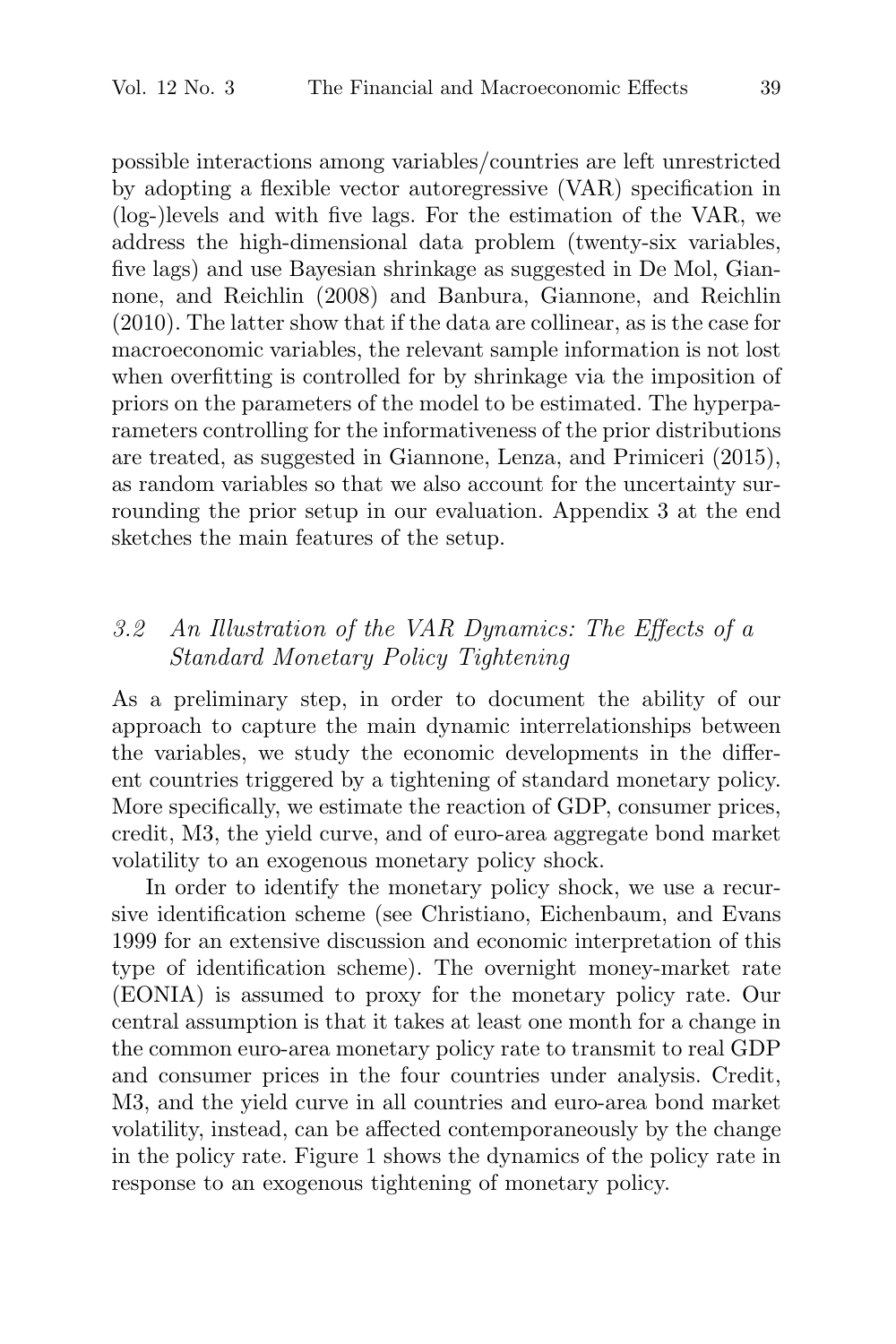possible interactions among variables/countries are left unrestricted by adopting a flexible vector autoregressive (VAR) specification in (log-)levels and with five lags. For the estimation of the VAR, we address the high-dimensional data problem (twenty-six variables, five lags) and use Bayesian shrinkage as suggested in De Mol, Giannone, and Reichlin (2008) and Banbura, Giannone, and Reichlin (2010). The latter show that if the data are collinear, as is the case for macroeconomic variables, the relevant sample information is not lost when overfitting is controlled for by shrinkage via the imposition of priors on the parameters of the model to be estimated. The hyperparameters controlling for the informativeness of the prior distributions are treated, as suggested in Giannone, Lenza, and Primiceri (2015), as random variables so that we also account for the uncertainty surrounding the prior setup in our evaluation. Appendix 3 at the end sketches the main features of the setup.

### *3.2 An Illustration of the VAR Dynamics: The Effects of a Standard Monetary Policy Tightening*

As a preliminary step, in order to document the ability of our approach to capture the main dynamic interrelationships between the variables, we study the economic developments in the different countries triggered by a tightening of standard monetary policy. More specifically, we estimate the reaction of GDP, consumer prices, credit, M3, the yield curve, and of euro-area aggregate bond market volatility to an exogenous monetary policy shock.

In order to identify the monetary policy shock, we use a recursive identification scheme (see Christiano, Eichenbaum, and Evans 1999 for an extensive discussion and economic interpretation of this type of identification scheme). The overnight money-market rate (EONIA) is assumed to proxy for the monetary policy rate. Our central assumption is that it takes at least one month for a change in the common euro-area monetary policy rate to transmit to real GDP and consumer prices in the four countries under analysis. Credit, M3, and the yield curve in all countries and euro-area bond market volatility, instead, can be affected contemporaneously by the change in the policy rate. Figure 1 shows the dynamics of the policy rate in response to an exogenous tightening of monetary policy.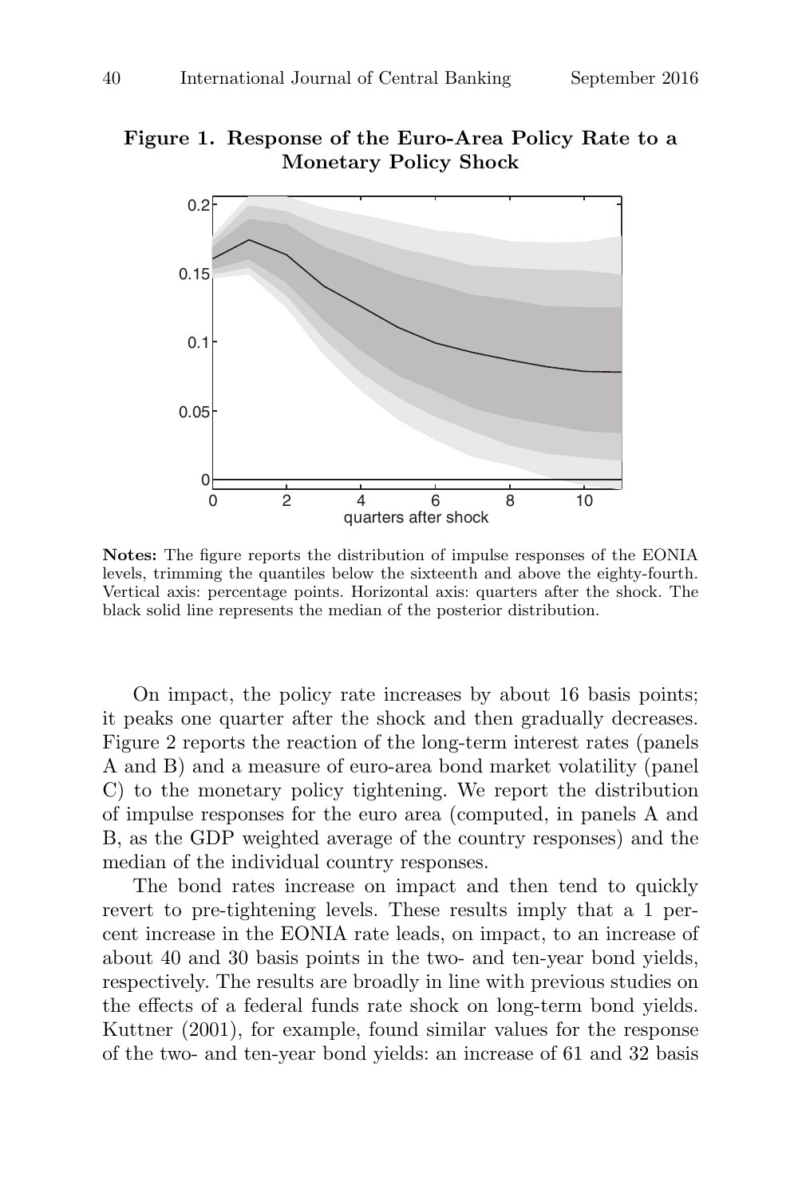**Figure 1. Response of the Euro-Area Policy Rate to a Monetary Policy Shock**

**Notes:** The figure reports the distribution of impulse responses of the EONIA levels, trimming the quantiles below the sixteenth and above the eighty-fourth. Vertical axis: percentage points. Horizontal axis: quarters after the shock. The black solid line represents the median of the posterior distribution.

On impact, the policy rate increases by about 16 basis points; it peaks one quarter after the shock and then gradually decreases. Figure 2 reports the reaction of the long-term interest rates (panels A and B) and a measure of euro-area bond market volatility (panel C) to the monetary policy tightening. We report the distribution of impulse responses for the euro area (computed, in panels A and B, as the GDP weighted average of the country responses) and the median of the individual country responses.

The bond rates increase on impact and then tend to quickly revert to pre-tightening levels. These results imply that a 1 percent increase in the EONIA rate leads, on impact, to an increase of about 40 and 30 basis points in the two- and ten-year bond yields, respectively. The results are broadly in line with previous studies on the effects of a federal funds rate shock on long-term bond yields. Kuttner (2001), for example, found similar values for the response of the two- and ten-year bond yields: an increase of 61 and 32 basis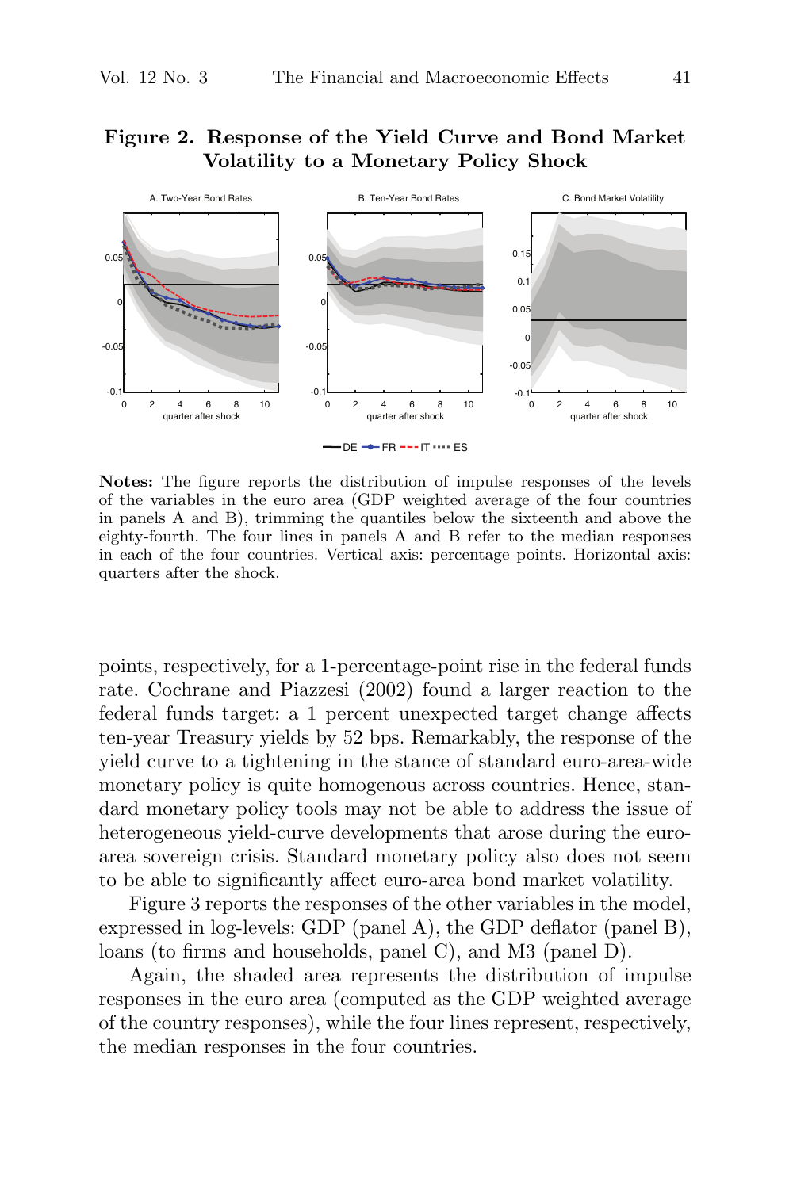**Figure 2. Response of the Yield Curve and Bond Market Volatility to a Monetary Policy Shock**

**Notes:** The figure reports the distribution of impulse responses of the levels of the variables in the euro area (GDP weighted average of the four countries in panels A and B), trimming the quantiles below the sixteenth and above the eighty-fourth. The four lines in panels A and B refer to the median responses in each of the four countries. Vertical axis: percentage points. Horizontal axis: quarters after the shock.

points, respectively, for a 1-percentage-point rise in the federal funds rate. Cochrane and Piazzesi (2002) found a larger reaction to the federal funds target: a 1 percent unexpected target change affects ten-year Treasury yields by 52 bps. Remarkably, the response of the yield curve to a tightening in the stance of standard euro-area-wide monetary policy is quite homogenous across countries. Hence, standard monetary policy tools may not be able to address the issue of heterogeneous yield-curve developments that arose during the euro-area sovereign crisis. Standard monetary policy also does not seem to be able to significantly affect euro-area bond market volatility.

Figure 3 reports the responses of the other variables in the model, expressed in log-levels: GDP (panel A), the GDP deflator (panel B), loans (to firms and households, panel C), and M3 (panel D).

Again, the shaded area represents the distribution of impulse responses in the euro area (computed as the GDP weighted average of the country responses), while the four lines represent, respectively, the median responses in the four countries.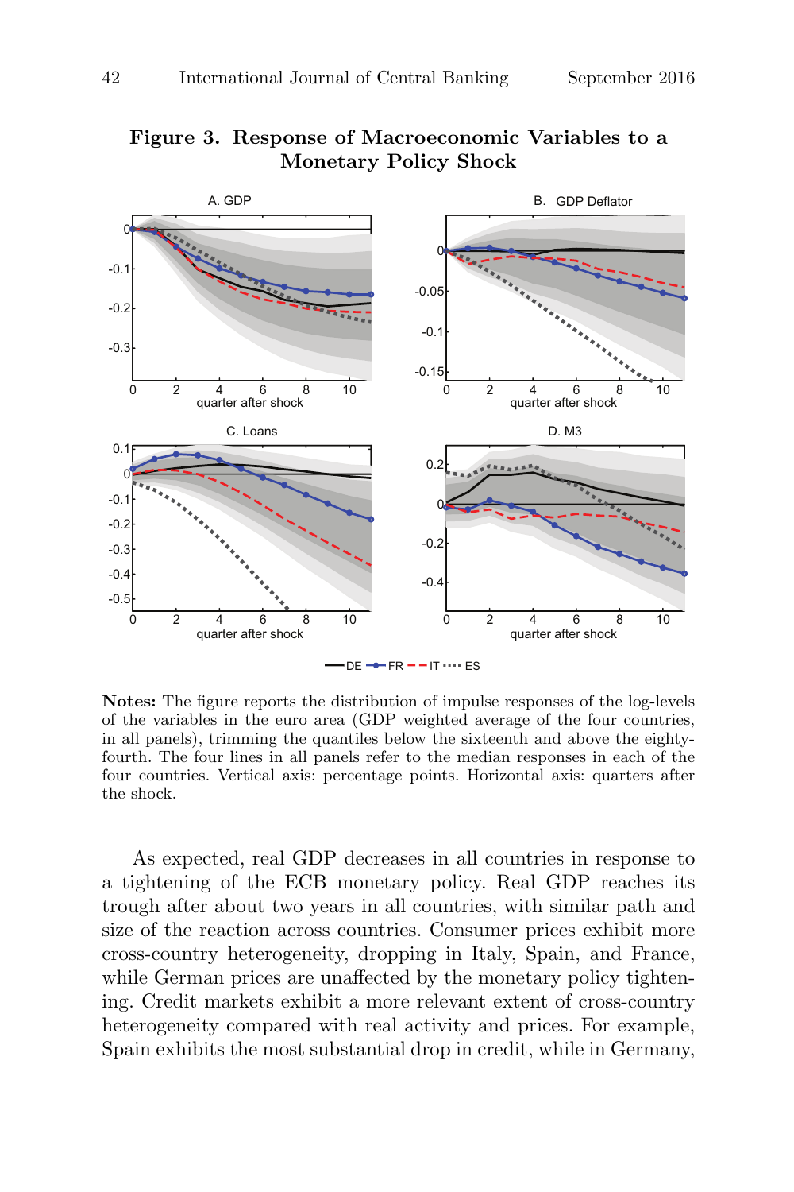**Figure 3. Response of Macroeconomic Variables to a Monetary Policy Shock**

**Notes:** The figure reports the distribution of impulse responses of the log-levels of the variables in the euro area (GDP weighted average of the four countries, in all panels), trimming the quantiles below the sixteenth and above the eighty-fourth. The four lines in all panels refer to the median responses in each of the four countries. Vertical axis: percentage points. Horizontal axis: quarters after the shock.

As expected, real GDP decreases in all countries in response to a tightening of the ECB monetary policy. Real GDP reaches its trough after about two years in all countries, with similar path and size of the reaction across countries. Consumer prices exhibit more cross-country heterogeneity, dropping in Italy, Spain, and France, while German prices are unaffected by the monetary policy tightening. Credit markets exhibit a more relevant extent of cross-country heterogeneity compared with real activity and prices. For example, Spain exhibits the most substantial drop in credit, while in Germany,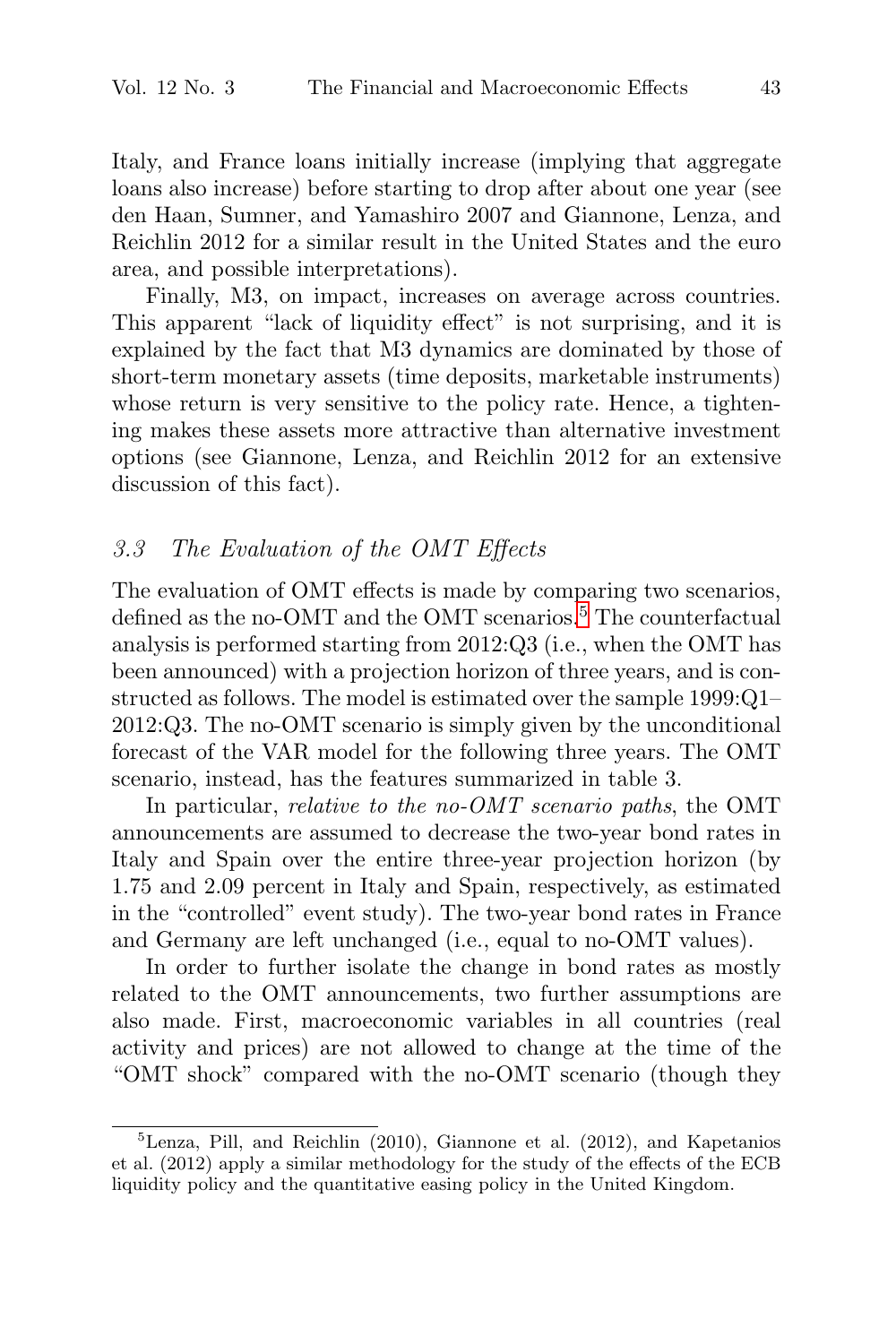Italy, and France loans initially increase (implying that aggregate loans also increase) before starting to drop after about one year (see den Haan, Sumner, and Yamashiro 2007 and Giannone, Lenza, and Reichlin 2012 for a similar result in the United States and the euro area, and possible interpretations).

Finally, M3, on impact, increases on average across countries. This apparent "lack of liquidity effect" is not surprising, and it is explained by the fact that M3 dynamics are dominated by those of short-term monetary assets (time deposits, marketable instruments) whose return is very sensitive to the policy rate. Hence, a tightening makes these assets more attractive than alternative investment options (see Giannone, Lenza, and Reichlin 2012 for an extensive discussion of this fact).

### *3.3 The Evaluation of the OMT Effects*

The evaluation of OMT effects is made by comparing two scenarios, defined as the no-OMT and the OMT scenarios.[5] The counterfactual analysis is performed starting from 2012:Q3 (i.e., when the OMT has been announced) with a projection horizon of three years, and is constructed as follows. The model is estimated over the sample 1999:Q1–2012:Q3. The no-OMT scenario is simply given by the unconditional forecast of the VAR model for the following three years. The OMT scenario, instead, has the features summarized in table 3.

In particular, *relative to the no-OMT scenario paths*, the OMT announcements are assumed to decrease the two-year bond rates in Italy and Spain over the entire three-year projection horizon (by 1.75 and 2.09 percent in Italy and Spain, respectively, as estimated in the "controlled" event study). The two-year bond rates in France and Germany are left unchanged (i.e., equal to no-OMT values).

In order to further isolate the change in bond rates as mostly related to the OMT announcements, two further assumptions are also made. First, macroeconomic variables in all countries (real activity and prices) are not allowed to change at the time of the "OMT shock" compared with the no-OMT scenario (though they

[5] Lenza, Pill, and Reichlin (2010), Giannone et al. (2012), and Kapetanios et al. (2012) apply a similar methodology for the study of the effects of the ECB liquidity policy and the quantitative easing policy in the United Kingdom.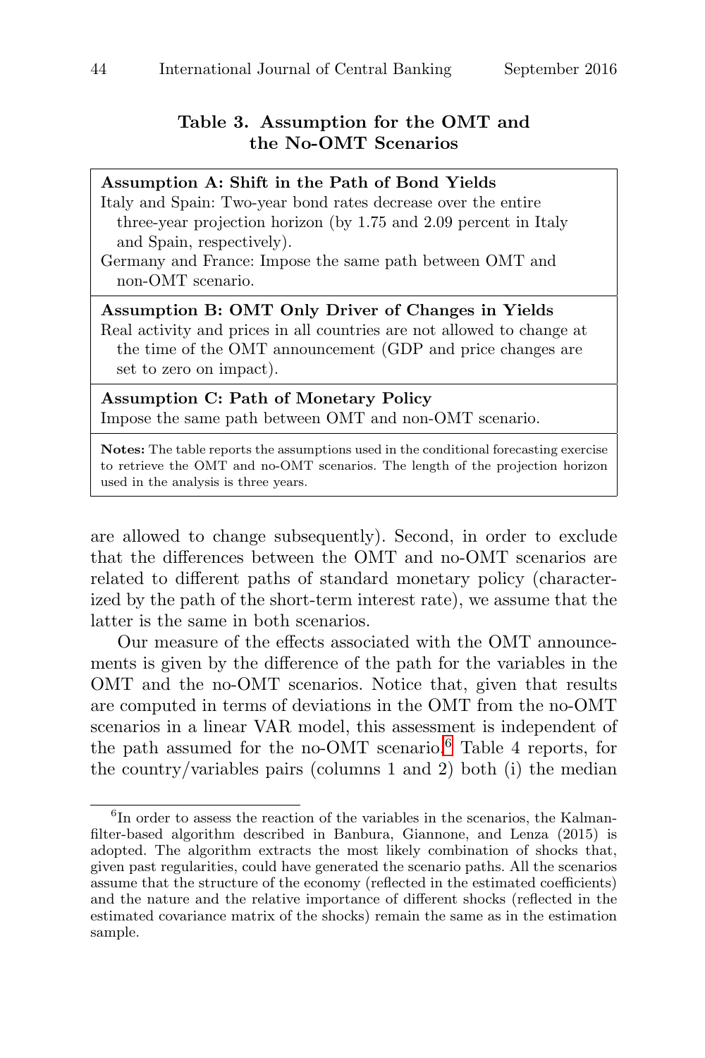**Table 3. Assumption for the OMT and the No-OMT Scenarios**

| |
|---|
| **Assumption A: Shift in the Path of Bond Yields** |
| Italy and Spain: Two-year bond rates decrease over the entire three-year projection horizon (by 1.75 and 2.09 percent in Italy and Spain, respectively). |
| Germany and France: Impose the same path between OMT and non-OMT scenario. |
| **Assumption B: OMT Only Driver of Changes in Yields** |
| Real activity and prices in all countries are not allowed to change at the time of the OMT announcement (GDP and price changes are set to zero on impact). |
| **Assumption C: Path of Monetary Policy** |
| Impose the same path between OMT and non-OMT scenario. |

**Notes:** The table reports the assumptions used in the conditional forecasting exercise to retrieve the OMT and no-OMT scenarios. The length of the projection horizon used in the analysis is three years.

are allowed to change subsequently). Second, in order to exclude that the differences between the OMT and no-OMT scenarios are related to different paths of standard monetary policy (characterized by the path of the short-term interest rate), we assume that the latter is the same in both scenarios.

Our measure of the effects associated with the OMT announcements is given by the difference of the path for the variables in the OMT and the no-OMT scenarios. Notice that, given that results are computed in terms of deviations in the OMT from the no-OMT scenarios in a linear VAR model, this assessment is independent of the path assumed for the no-OMT scenario.[6] Table 4 reports, for the country/variables pairs (columns 1 and 2) both (i) the median

[6] In order to assess the reaction of the variables in the scenarios, the Kalman-filter-based algorithm described in Banbura, Giannone, and Lenza (2015) is adopted. The algorithm extracts the most likely combination of shocks that, given past regularities, could have generated the scenario paths. All the scenarios assume that the structure of the economy (reflected in the estimated coefficients) and the nature and the relative importance of different shocks (reflected in the estimated covariance matrix of the shocks) remain the same as in the estimation sample.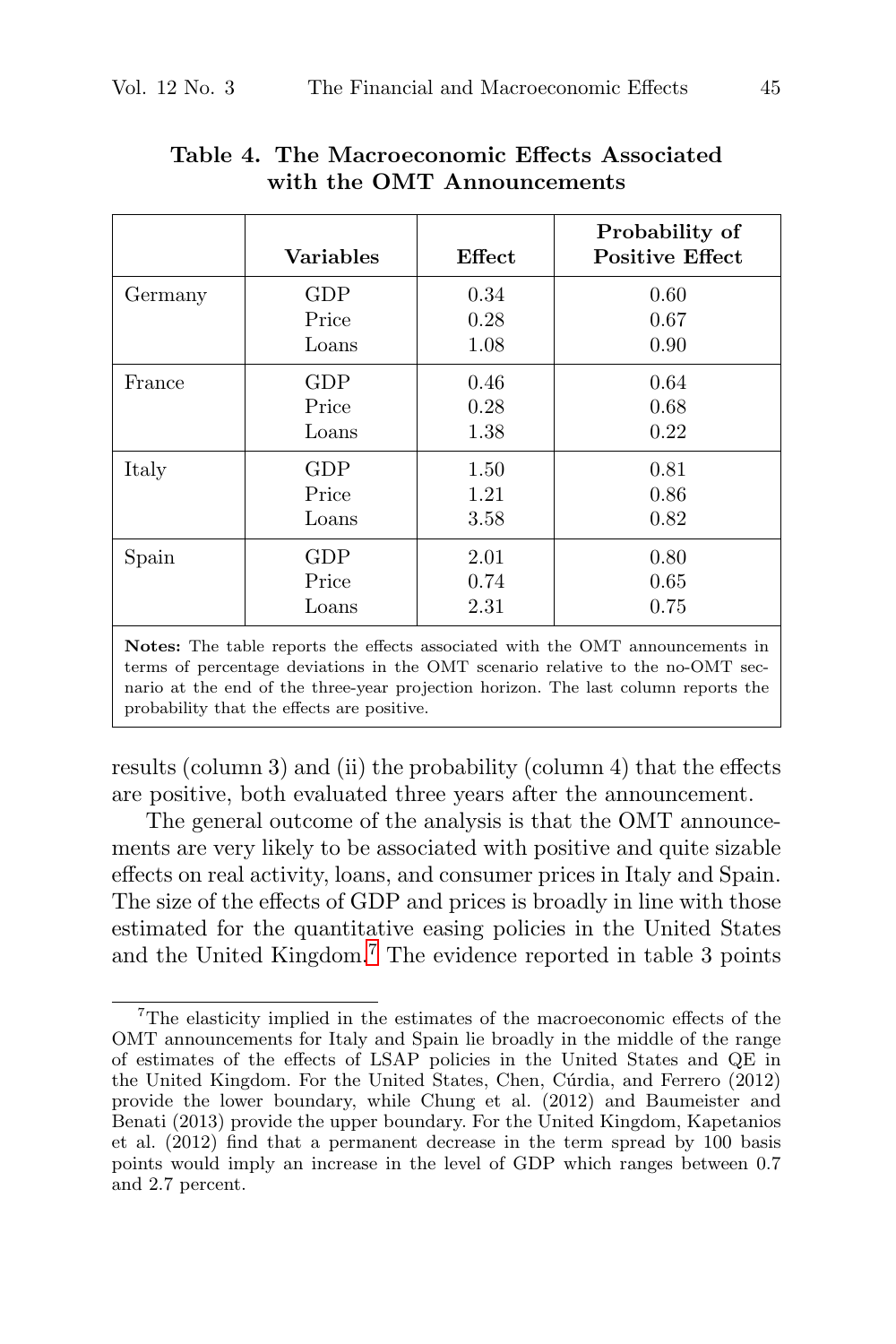**Table 4. The Macroeconomic Effects Associated with the OMT Announcements**

| | Variables | Effect | Probability of Positive Effect |
|---|---|---|---|
| Germany | GDP | 0.34 | 0.60 |
| | Price | 0.28 | 0.67 |
| | Loans | 1.08 | 0.90 |
| France | GDP | 0.46 | 0.64 |
| | Price | 0.28 | 0.68 |
| | Loans | 1.38 | 0.22 |
| Italy | GDP | 1.50 | 0.81 |
| | Price | 1.21 | 0.86 |
| | Loans | 3.58 | 0.82 |
| Spain | GDP | 2.01 | 0.80 |
| | Price | 0.74 | 0.65 |
| | Loans | 2.31 | 0.75 |

**Notes:** The table reports the effects associated with the OMT announcements in terms of percentage deviations in the OMT scenario relative to the no-OMT scenario at the end of the three-year projection horizon. The last column reports the probability that the effects are positive.

results (column 3) and (ii) the probability (column 4) that the effects are positive, both evaluated three years after the announcement.

The general outcome of the analysis is that the OMT announcements are very likely to be associated with positive and quite sizable effects on real activity, loans, and consumer prices in Italy and Spain. The size of the effects of GDP and prices is broadly in line with those estimated for the quantitative easing policies in the United States and the United Kingdom.[7] The evidence reported in table 3 points

[7] The elasticity implied in the estimates of the macroeconomic effects of the OMT announcements for Italy and Spain lie broadly in the middle of the range of estimates of the effects of LSAP policies in the United States and QE in the United Kingdom. For the United States, Chen, Cúrdia, and Ferrero (2012) provide the lower boundary, while Chung et al. (2012) and Baumeister and Benati (2013) provide the upper boundary. For the United Kingdom, Kapetanios et al. (2012) find that a permanent decrease in the term spread by 100 basis points would imply an increase in the level of GDP which ranges between 0.7 and 2.7 percent.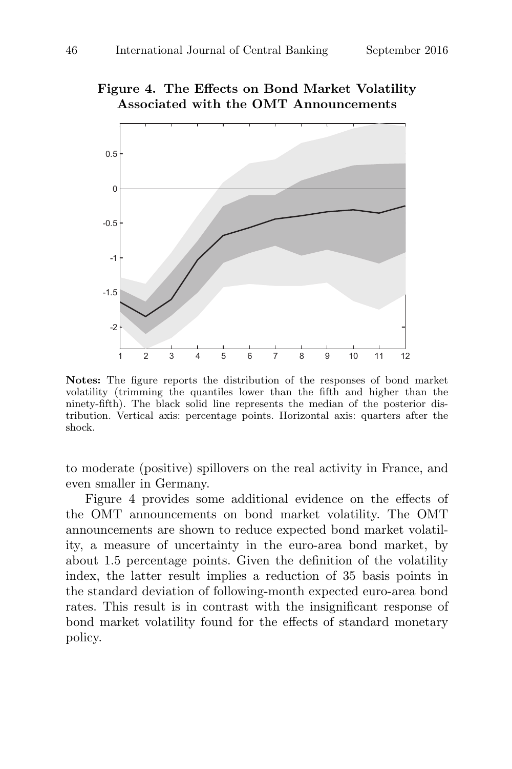**Figure 4. The Effects on Bond Market Volatility Associated with the OMT Announcements**

**Notes:** The figure reports the distribution of the responses of bond market volatility (trimming the quantiles lower than the fifth and higher than the ninety-fifth). The black solid line represents the median of the posterior distribution. Vertical axis: percentage points. Horizontal axis: quarters after the shock.

to moderate (positive) spillovers on the real activity in France, and even smaller in Germany.

Figure 4 provides some additional evidence on the effects of the OMT announcements on bond market volatility. The OMT announcements are shown to reduce expected bond market volatility, a measure of uncertainty in the euro-area bond market, by about 1.5 percentage points. Given the definition of the volatility index, the latter result implies a reduction of 35 basis points in the standard deviation of following-month expected euro-area bond rates. This result is in contrast with the insignificant response of bond market volatility found for the effects of standard monetary policy.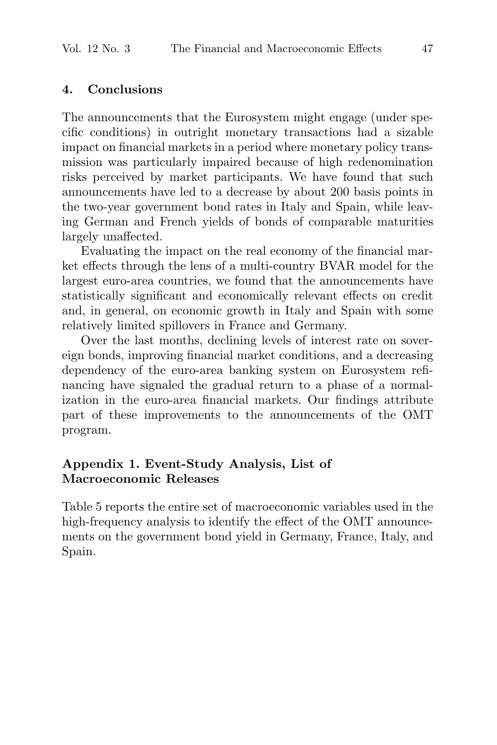## 4. Conclusions

The announcements that the Eurosystem might engage (under specific conditions) in outright monetary transactions had a sizable impact on financial markets in a period where monetary policy transmission was particularly impaired because of high redenomination risks perceived by market participants. We have found that such announcements have led to a decrease by about 200 basis points in the two-year government bond rates in Italy and Spain, while leaving German and French yields of bonds of comparable maturities largely unaffected.

Evaluating the impact on the real economy of the financial market effects through the lens of a multi-country BVAR model for the largest euro-area countries, we found that the announcements have statistically significant and economically relevant effects on credit and, in general, on economic growth in Italy and Spain with some relatively limited spillovers in France and Germany.

Over the last months, declining levels of interest rate on sovereign bonds, improving financial market conditions, and a decreasing dependency of the euro-area banking system on Eurosystem refinancing have signaled the gradual return to a phase of a normalization in the euro-area financial markets. Our findings attribute part of these improvements to the announcements of the OMT program.

## Appendix 1. Event-Study Analysis, List of Macroeconomic Releases

Table 5 reports the entire set of macroeconomic variables used in the high-frequency analysis to identify the effect of the OMT announcements on the government bond yield in Germany, France, Italy, and Spain.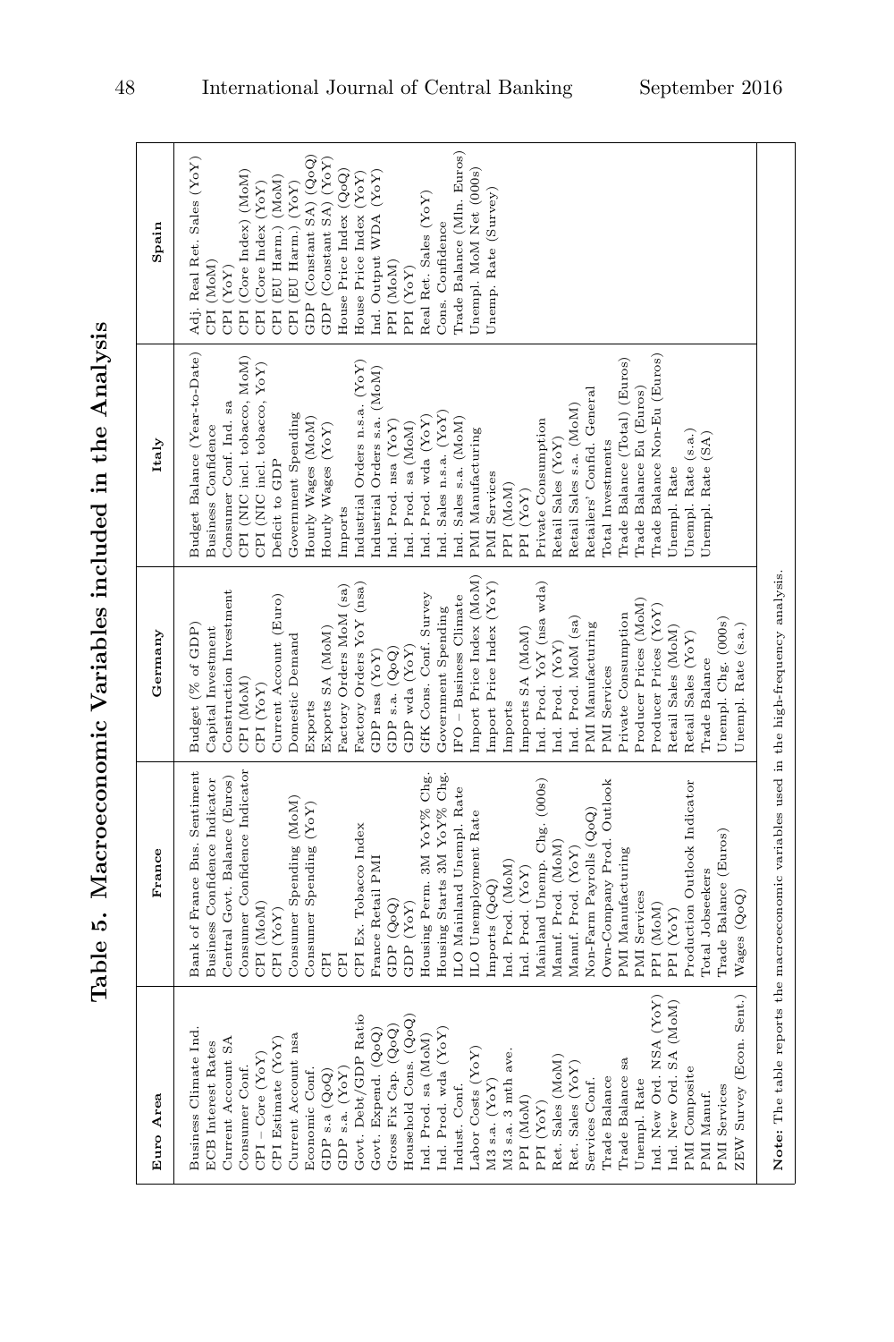# Table 5. Macroeconomic Variables included in the Analysis

| Euro Area | France | Germany | Italy | Spain |
|---|---|---|---|---|
| Business Climate Ind. | Bank of France Bus. Sentiment | Budget (% of GDP) | Budget Balance (Year-to-Date) | Adj. Real Ret. Sales (YoY) |
| ECB Interest Rates | Business Confidence Indicator | Capital Investment | Business Confidence | CPI (MoM) |
| Current Account SA | Central Govt. Balance (Euros) | Construction Investment | Consumer Conf. Ind. sa | CPI (YoY) |
| Consumer Conf. | Consumer Confidence Indicator | CPI (MoM) | CPI (NIC incl. tobacco, MoM) | CPI (Core Index) (MoM) |
| CPI – Core (YoY) | CPI (MoM) | CPI (YoY) | CPI (NIC incl. tobacco, YoY) | CPI (Core Index (YoY) |
| CPI Estimate (YoY) | CPI (YoY) | Current Account (Euro) | Deficit to GDP | CPI (EU Harm.) (MoM) |
| Current Account nsa | Consumer Spending (MoM) | Domestic Demand | Government Spending | CPI (EU Harm.) (YoY) |
| Economic Conf. | Consumer Spending (YoY) | Exports | Hourly Wages (MoM) | GDP (Constant SA) (QoQ) |
| GDP s.a (QoQ) | CPI | Exports SA (MoM) | Hourly Wages (YoY) | GDP (Constant SA) (YoY) |
| GDP s.a. (YoY) | CPI | Factory Orders MoM (sa) | Imports | House Price Index (QoQ) |
| Govt. Debt/GDP Ratio | CPI Ex. Tobacco Index | Factory Orders YoY (nsa) | Industrial Orders n.s.a. (YoY) | House Price Index (YoY) |
| Govt. Expend. (QoQ) | France Retail PMI | GDP nsa (YoY) | Industrial Orders s.a. (MoM) | Ind. Output WDA (YoY) |
| Gross Fix Cap. (QoQ) | GDP (QoQ) | GDP s.a. (QoQ) | Ind. Prod. nsa (YoY) | PPI (MoM) |
| Household Cons. (QoQ) | GDP (YoY) | GDP wda (YoY) | Ind. Prod. sa (MoM) | PPI (YoY) |
| Ind. Prod. sa (MoM) | Housing Perm. 3M YoY% Chg. | GfK Cons. Conf. Survey | Ind. Prod. wda (YoY) | Real Ret. Sales (YoY) |
| Ind. Prod. wda (YoY) | Housing Starts 3M YoY% Chg. | Government Spending | Ind. Sales n.s.a. (YoY) | Cons. Confidence |
| Indust. Conf. | ILO Mainland Unempl. Rate | IFO – Business Climate | Ind. Sales s.a. (MoM) | Trade Balance (Mln. Euros) |
| Labor Costs (YoY) | ILO Unemployment Rate | Import Price Index (MoM) | PMI Manufacturing | Unempl. MoM Net (000s) |
| M3 s.a. (YoY) | Imports (QoQ) | Import Price Index (YoY) | PMI Services | Unemp. Rate (Survey) |
| M3 s.a. 3 mth ave. | Ind. Prod. (MoM) | Imports | PPI (MoM) | |
| PPI (MoM) | Ind. Prod. (YoY) | Imports SA (MoM) | PPI (YoY) | |
| PPI (YoY) | Mainland Unemp. Chg. (000s) | Ind. Prod. YoY (nsa wda) | Private Consumption | |
| Ret. Sales (MoM) | Manuf. Prod. (MoM) | Ind. Prod. (YoY) | Retail Sales (YoY) | |
| Ret. Sales (YoY) | Manuf. Prod. (YoY) | Ind. Prod. MoM (sa) | Retail Sales s.a. (MoM) | |
| Services Conf. | Non-Farm Payrolls (QoQ) | PMI Manufacturing | Retailers' Confid. General | |
| Trade Balance | Own-Company Prod. Outlook | PMI Services | Total Investments | |
| Trade Balance sa | PMI Manufacturing | Private Consumption | Trade Balance (Total) (Euros) | |
| Unempl. Rate | PMI Services | Producer Prices (MoM) | Trade Balance Eu (Euros) | |
| Ind. New Ord. NSA (YoY) | PPI (MoM) | Producer Prices (YoY) | Trade Balance Non-Eu (Euros) | |
| Ind. New Ord. SA (MoM) | PPI (YoY) | Retail Sales (MoM) | Unempl. Rate | |
| PMI Composite | Production Outlook Indicator | Retail Sales (YoY) | Unempl. Rate (s.a.) | |
| PMI Manuf. | Total Jobseekers | Trade Balance | Unempl. Rate (SA) | |
| PMI Services | Trade Balance (Euros) | Unempl. Chg. (000s) | | |
| ZEW Survey (Econ. Sent.) | Wages (QoQ) | Unempl. Rate (s.a.) | | |

**Note:** The table reports the macroeconomic variables used in the high-frequency analysis.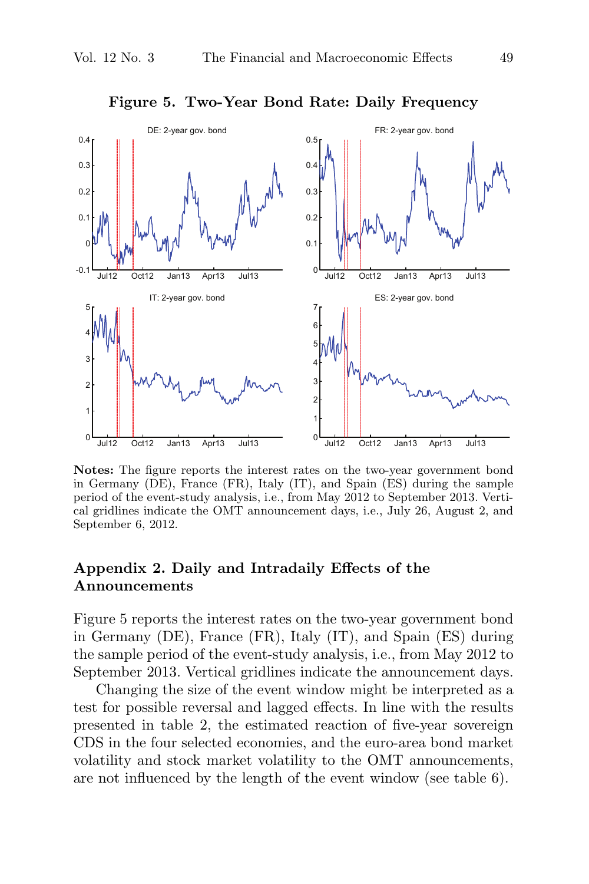**Figure 5. Two-Year Bond Rate: Daily Frequency**

**Notes:** The figure reports the interest rates on the two-year government bond in Germany (DE), France (FR), Italy (IT), and Spain (ES) during the sample period of the event-study analysis, i.e., from May 2012 to September 2013. Vertical gridlines indicate the OMT announcement days, i.e., July 26, August 2, and September 6, 2012.

## Appendix 2. Daily and Intradaily Effects of the Announcements

Figure 5 reports the interest rates on the two-year government bond in Germany (DE), France (FR), Italy (IT), and Spain (ES) during the sample period of the event-study analysis, i.e., from May 2012 to September 2013. Vertical gridlines indicate the announcement days.

Changing the size of the event window might be interpreted as a test for possible reversal and lagged effects. In line with the results presented in table 2, the estimated reaction of five-year sovereign CDS in the four selected economies, and the euro-area bond market volatility and stock market volatility to the OMT announcements, are not influenced by the length of the event window (see table 6).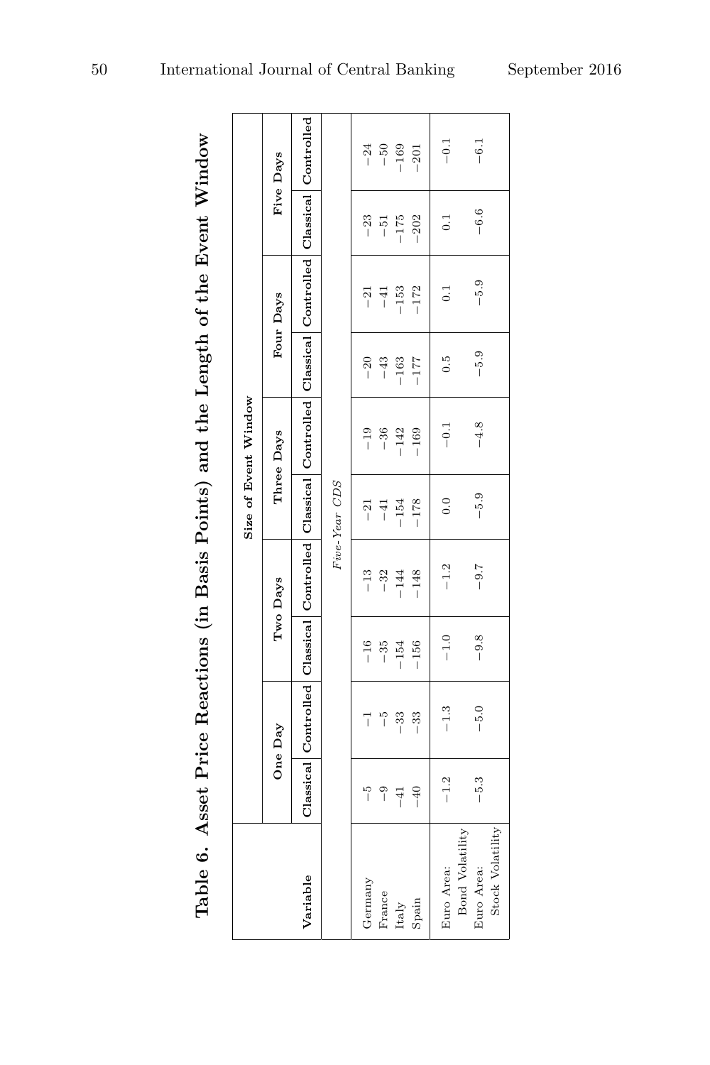## Table 6. Asset Price Reactions (in Basis Points) and the Length of the Event Window

| Variable | Size of Event Window | | | | | | | | | |
|---|---|---|---|---|---|---|---|---|---|---|
| | One Day | | Two Days | | Three Days | | Four Days | | Five Days | |
| | Classical | Controlled | Classical | Controlled | Classical | Controlled | Classical | Controlled | Classical | Controlled |
| | *Five-Year CDS* | | | | | | | | | |
| Germany | −5 | −1 | −16 | −13 | −21 | −19 | −20 | −21 | −23 | −24 |
| France | −9 | −5 | −35 | −32 | −41 | −36 | −43 | −41 | −51 | −50 |
| Italy | −41 | −33 | −154 | −144 | −154 | −142 | −163 | −153 | −175 | −169 |
| Spain | −40 | −33 | −156 | −148 | −178 | −169 | −177 | −172 | −202 | −201 |
| Euro Area: Bond Volatility | −1.2 | −1.3 | −1.0 | −1.2 | 0.0 | −0.1 | 0.5 | 0.1 | 0.1 | −0.1 |
| Euro Area: Stock Volatility | −5.3 | −5.0 | −9.8 | −9.7 | −5.9 | −4.8 | −5.9 | −5.9 | −6.6 | −6.1 |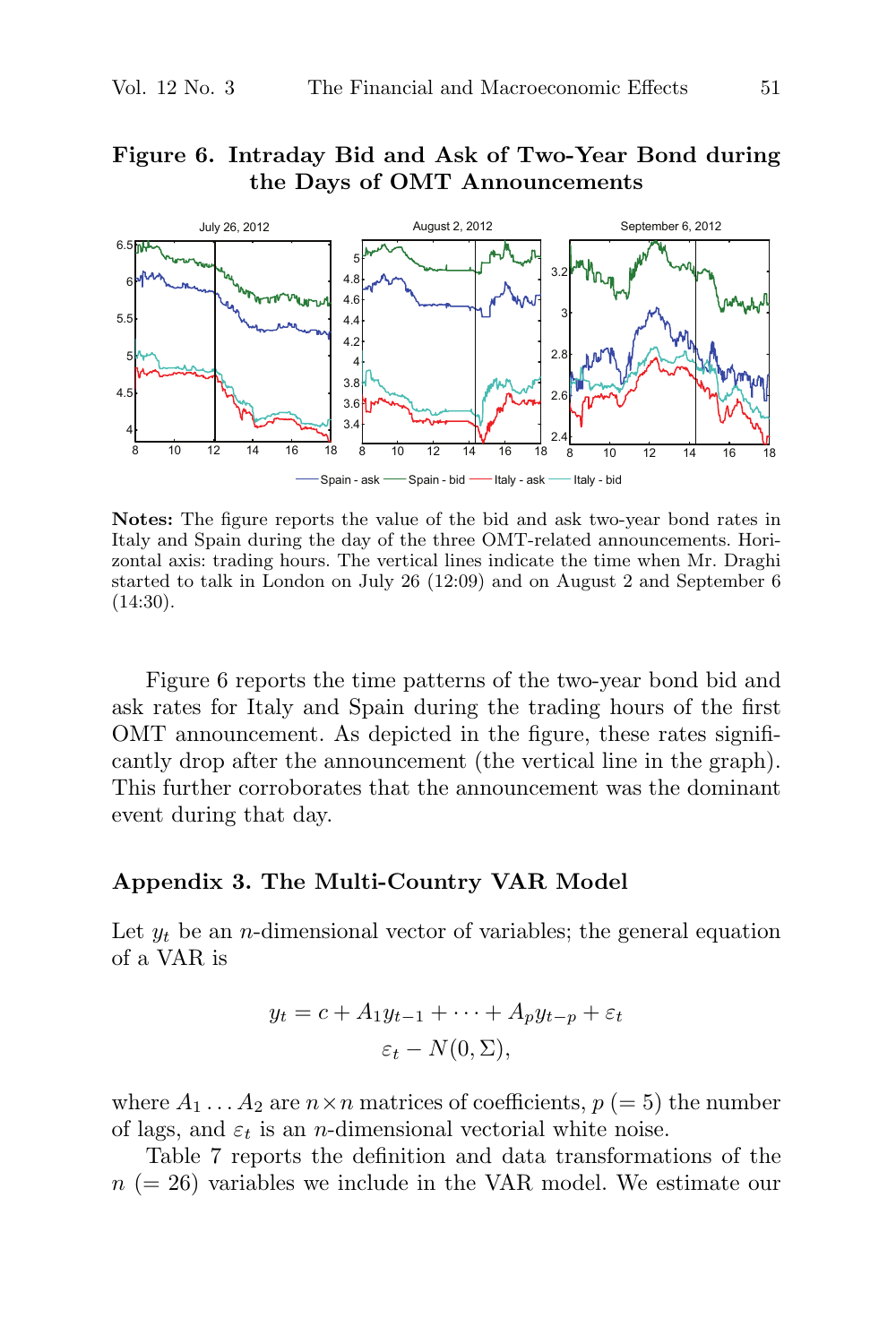**Figure 6. Intraday Bid and Ask of Two-Year Bond during the Days of OMT Announcements**

**Notes:** The figure reports the value of the bid and ask two-year bond rates in Italy and Spain during the day of the three OMT-related announcements. Horizontal axis: trading hours. The vertical lines indicate the time when Mr. Draghi started to talk in London on July 26 (12:09) and on August 2 and September 6 (14:30).

Figure 6 reports the time patterns of the two-year bond bid and ask rates for Italy and Spain during the trading hours of the first OMT announcement. As depicted in the figure, these rates significantly drop after the announcement (the vertical line in the graph). This further corroborates that the announcement was the dominant event during that day.

## Appendix 3. The Multi-Country VAR Model

Let $y_t$ be an $n$-dimensional vector of variables; the general equation of a VAR is

$$y_t = c + A_1 y_{t-1} + \cdots + A_p y_{t-p} + \varepsilon_t$$
$$\varepsilon_t - N(0, \Sigma),$$

where $A_1 \ldots A_2$ are $n \times n$ matrices of coefficients, $p$ $(= 5)$ the number of lags, and $\varepsilon_t$ is an $n$-dimensional vectorial white noise.

Table 7 reports the definition and data transformations of the $n$ $(= 26)$ variables we include in the VAR model. We estimate our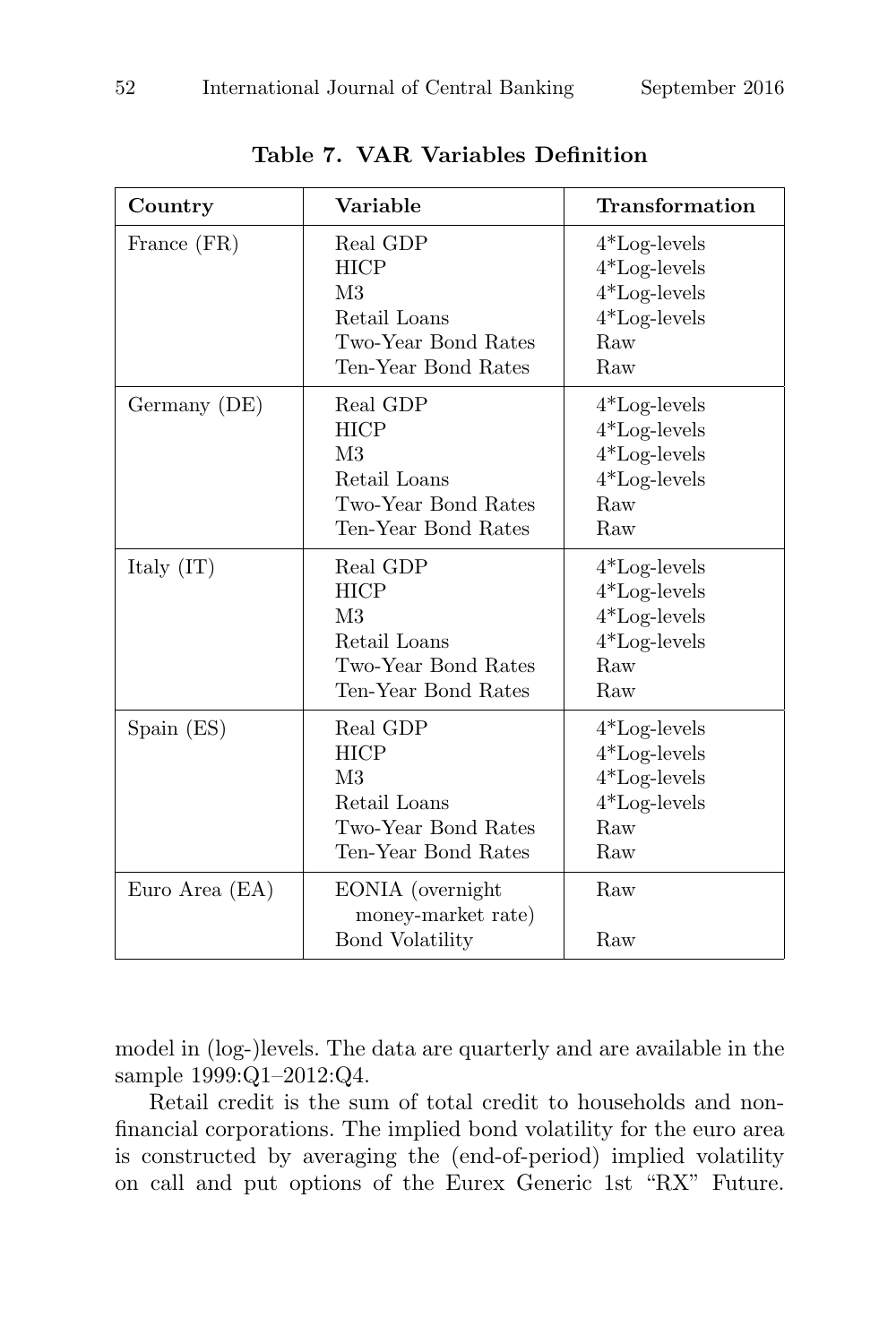**Table 7. VAR Variables Definition**

| Country | Variable | Transformation |
|---|---|---|
| France (FR) | Real GDP | 4*Log-levels |
| | HICP | 4*Log-levels |
| | M3 | 4*Log-levels |
| | Retail Loans | 4*Log-levels |
| | Two-Year Bond Rates | Raw |
| | Ten-Year Bond Rates | Raw |
| Germany (DE) | Real GDP | 4*Log-levels |
| | HICP | 4*Log-levels |
| | M3 | 4*Log-levels |
| | Retail Loans | 4*Log-levels |
| | Two-Year Bond Rates | Raw |
| | Ten-Year Bond Rates | Raw |
| Italy (IT) | Real GDP | 4*Log-levels |
| | HICP | 4*Log-levels |
| | M3 | 4*Log-levels |
| | Retail Loans | 4*Log-levels |
| | Two-Year Bond Rates | Raw |
| | Ten-Year Bond Rates | Raw |
| Spain (ES) | Real GDP | 4*Log-levels |
| | HICP | 4*Log-levels |
| | M3 | 4*Log-levels |
| | Retail Loans | 4*Log-levels |
| | Two-Year Bond Rates | Raw |
| | Ten-Year Bond Rates | Raw |
| Euro Area (EA) | EONIA (overnight money-market rate) | Raw |
| | Bond Volatility | Raw |

model in (log-)levels. The data are quarterly and are available in the sample 1999:Q1–2012:Q4.

Retail credit is the sum of total credit to households and nonfinancial corporations. The implied bond volatility for the euro area is constructed by averaging the (end-of-period) implied volatility on call and put options of the Eurex Generic 1st "RX" Future.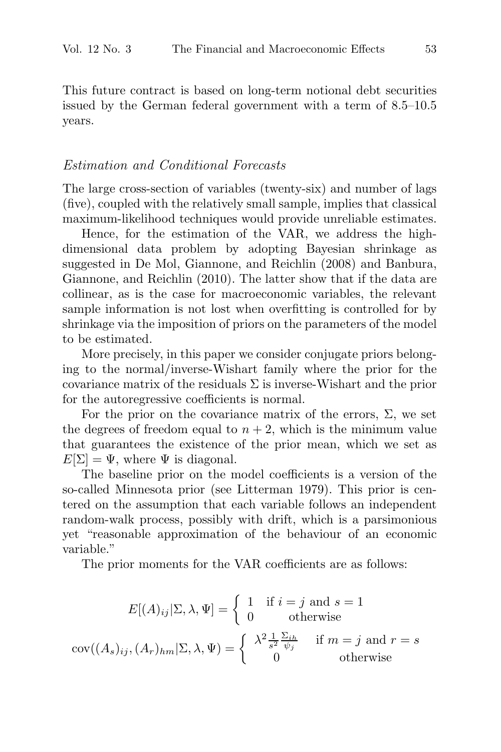This future contract is based on long-term notional debt securities issued by the German federal government with a term of 8.5–10.5 years.

*Estimation and Conditional Forecasts*

The large cross-section of variables (twenty-six) and number of lags (five), coupled with the relatively small sample, implies that classical maximum-likelihood techniques would provide unreliable estimates.

Hence, for the estimation of the VAR, we address the high-dimensional data problem by adopting Bayesian shrinkage as suggested in De Mol, Giannone, and Reichlin (2008) and Banbura, Giannone, and Reichlin (2010). The latter show that if the data are collinear, as is the case for macroeconomic variables, the relevant sample information is not lost when overfitting is controlled for by shrinkage via the imposition of priors on the parameters of the model to be estimated.

More precisely, in this paper we consider conjugate priors belonging to the normal/inverse-Wishart family where the prior for the covariance matrix of the residuals $\Sigma$ is inverse-Wishart and the prior for the autoregressive coefficients is normal.

For the prior on the covariance matrix of the errors, $\Sigma$, we set the degrees of freedom equal to $n + 2$, which is the minimum value that guarantees the existence of the prior mean, which we set as $E[\Sigma] = \Psi$, where $\Psi$ is diagonal.

The baseline prior on the model coefficients is a version of the so-called Minnesota prior (see Litterman 1979). This prior is centered on the assumption that each variable follows an independent random-walk process, possibly with drift, which is a parsimonious yet "reasonable approximation of the behaviour of an economic variable."

The prior moments for the VAR coefficients are as follows:

$$E[(A)_{ij}|\Sigma, \lambda, \Psi] = \begin{cases} 1 & \text{if } i = j \text{ and } s = 1 \\ 0 & \text{otherwise} \end{cases}$$

$$\operatorname{cov}((A_s)_{ij}, (A_r)_{hm}|\Sigma, \lambda, \Psi) = \begin{cases} \lambda^2 \frac{1}{s^2} \frac{\Sigma_{ih}}{\psi_j} & \text{if } m = j \text{ and } r = s \\ 0 & \text{otherwise} \end{cases}$$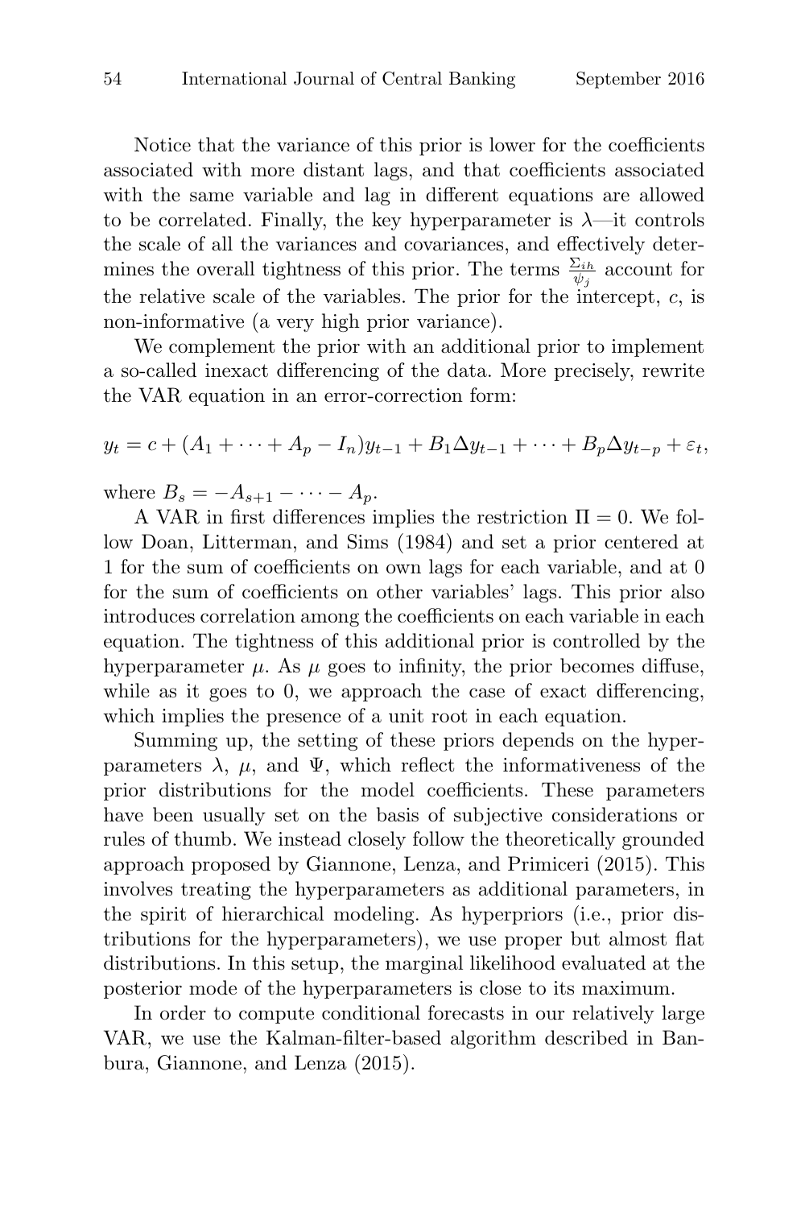Notice that the variance of this prior is lower for the coefficients associated with more distant lags, and that coefficients associated with the same variable and lag in different equations are allowed to be correlated. Finally, the key hyperparameter is $\lambda$—it controls the scale of all the variances and covariances, and effectively determines the overall tightness of this prior. The terms $\frac{\Sigma_{ih}}{\psi_j}$ account for the relative scale of the variables. The prior for the intercept, $c$, is non-informative (a very high prior variance).

We complement the prior with an additional prior to implement a so-called inexact differencing of the data. More precisely, rewrite the VAR equation in an error-correction form:

$$y_t = c + (A_1 + \cdots + A_p - I_n)y_{t-1} + B_1 \Delta y_{t-1} + \cdots + B_p \Delta y_{t-p} + \varepsilon_t,$$

where $B_s = -A_{s+1} - \cdots - A_p$.

A VAR in first differences implies the restriction $\Pi = 0$. We follow Doan, Litterman, and Sims (1984) and set a prior centered at 1 for the sum of coefficients on own lags for each variable, and at 0 for the sum of coefficients on other variables' lags. This prior also introduces correlation among the coefficients on each variable in each equation. The tightness of this additional prior is controlled by the hyperparameter $\mu$. As $\mu$ goes to infinity, the prior becomes diffuse, while as it goes to 0, we approach the case of exact differencing, which implies the presence of a unit root in each equation.

Summing up, the setting of these priors depends on the hyperparameters $\lambda$, $\mu$, and $\Psi$, which reflect the informativeness of the prior distributions for the model coefficients. These parameters have been usually set on the basis of subjective considerations or rules of thumb. We instead closely follow the theoretically grounded approach proposed by Giannone, Lenza, and Primiceri (2015). This involves treating the hyperparameters as additional parameters, in the spirit of hierarchical modeling. As hyperpriors (i.e., prior distributions for the hyperparameters), we use proper but almost flat distributions. In this setup, the marginal likelihood evaluated at the posterior mode of the hyperparameters is close to its maximum.

In order to compute conditional forecasts in our relatively large VAR, we use the Kalman-filter-based algorithm described in Banbura, Giannone, and Lenza (2015).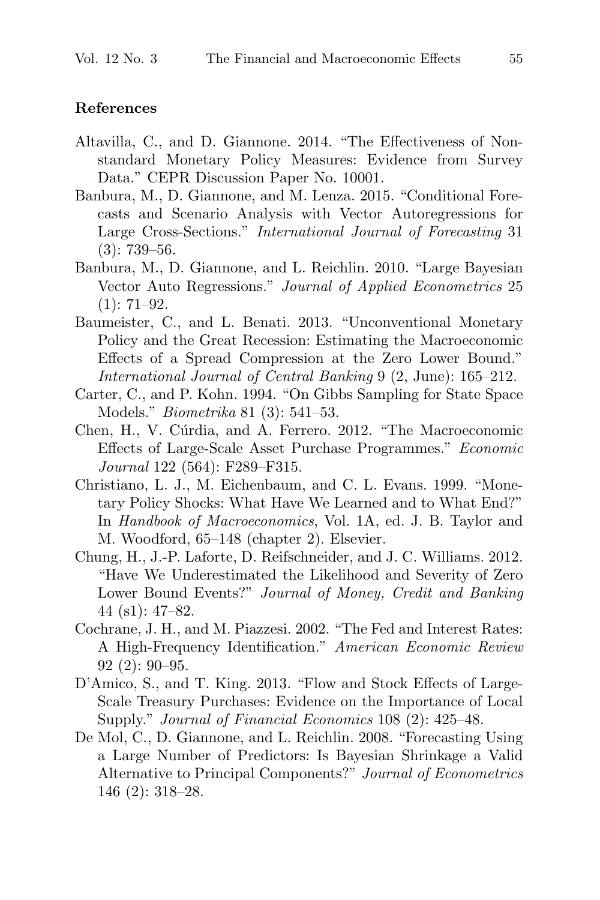## References

Altavilla, C., and D. Giannone. 2014. "The Effectiveness of Non-standard Monetary Policy Measures: Evidence from Survey Data." CEPR Discussion Paper No. 10001.

Banbura, M., D. Giannone, and M. Lenza. 2015. "Conditional Forecasts and Scenario Analysis with Vector Autoregressions for Large Cross-Sections." *International Journal of Forecasting* 31 (3): 739–56.

Banbura, M., D. Giannone, and L. Reichlin. 2010. "Large Bayesian Vector Auto Regressions." *Journal of Applied Econometrics* 25 (1): 71–92.

Baumeister, C., and L. Benati. 2013. "Unconventional Monetary Policy and the Great Recession: Estimating the Macroeconomic Effects of a Spread Compression at the Zero Lower Bound." *International Journal of Central Banking* 9 (2, June): 165–212.

Carter, C., and P. Kohn. 1994. "On Gibbs Sampling for State Space Models." *Biometrika* 81 (3): 541–53.

Chen, H., V. Cúrdia, and A. Ferrero. 2012. "The Macroeconomic Effects of Large-Scale Asset Purchase Programmes." *Economic Journal* 122 (564): F289–F315.

Christiano, L. J., M. Eichenbaum, and C. L. Evans. 1999. "Monetary Policy Shocks: What Have We Learned and to What End?" In *Handbook of Macroeconomics*, Vol. 1A, ed. J. B. Taylor and M. Woodford, 65–148 (chapter 2). Elsevier.

Chung, H., J.-P. Laforte, D. Reifschneider, and J. C. Williams. 2012. "Have We Underestimated the Likelihood and Severity of Zero Lower Bound Events?" *Journal of Money, Credit and Banking* 44 (s1): 47–82.

Cochrane, J. H., and M. Piazzesi. 2002. "The Fed and Interest Rates: A High-Frequency Identification." *American Economic Review* 92 (2): 90–95.

D'Amico, S., and T. King. 2013. "Flow and Stock Effects of Large-Scale Treasury Purchases: Evidence on the Importance of Local Supply." *Journal of Financial Economics* 108 (2): 425–48.

De Mol, C., D. Giannone, and L. Reichlin. 2008. "Forecasting Using a Large Number of Predictors: Is Bayesian Shrinkage a Valid Alternative to Principal Components?" *Journal of Econometrics* 146 (2): 318–28.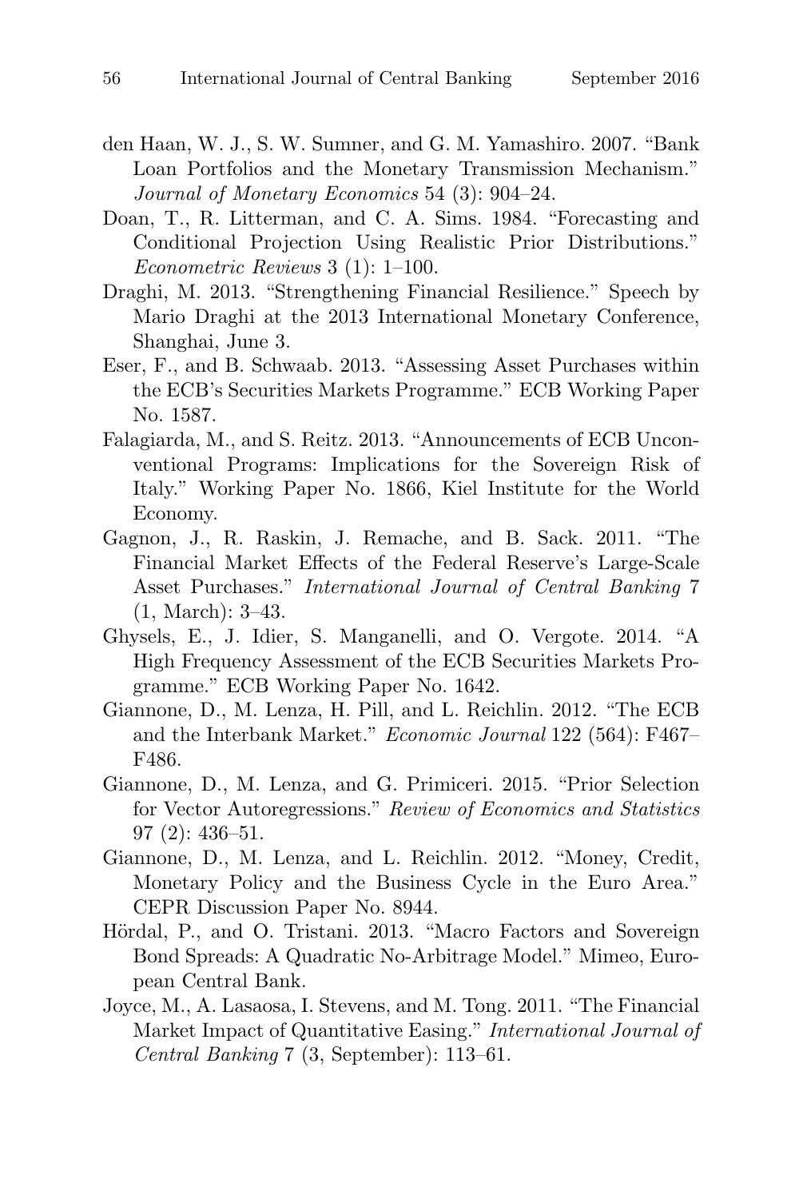den Haan, W. J., S. W. Sumner, and G. M. Yamashiro. 2007. "Bank Loan Portfolios and the Monetary Transmission Mechanism." *Journal of Monetary Economics* 54 (3): 904–24.

Doan, T., R. Litterman, and C. A. Sims. 1984. "Forecasting and Conditional Projection Using Realistic Prior Distributions." *Econometric Reviews* 3 (1): 1–100.

Draghi, M. 2013. "Strengthening Financial Resilience." Speech by Mario Draghi at the 2013 International Monetary Conference, Shanghai, June 3.

Eser, F., and B. Schwaab. 2013. "Assessing Asset Purchases within the ECB's Securities Markets Programme." ECB Working Paper No. 1587.

Falagiarda, M., and S. Reitz. 2013. "Announcements of ECB Unconventional Programs: Implications for the Sovereign Risk of Italy." Working Paper No. 1866, Kiel Institute for the World Economy.

Gagnon, J., R. Raskin, J. Remache, and B. Sack. 2011. "The Financial Market Effects of the Federal Reserve's Large-Scale Asset Purchases." *International Journal of Central Banking* 7 (1, March): 3–43.

Ghysels, E., J. Idier, S. Manganelli, and O. Vergote. 2014. "A High Frequency Assessment of the ECB Securities Markets Programme." ECB Working Paper No. 1642.

Giannone, D., M. Lenza, H. Pill, and L. Reichlin. 2012. "The ECB and the Interbank Market." *Economic Journal* 122 (564): F467–F486.

Giannone, D., M. Lenza, and G. Primiceri. 2015. "Prior Selection for Vector Autoregressions." *Review of Economics and Statistics* 97 (2): 436–51.

Giannone, D., M. Lenza, and L. Reichlin. 2012. "Money, Credit, Monetary Policy and the Business Cycle in the Euro Area." CEPR Discussion Paper No. 8944.

Hördal, P., and O. Tristani. 2013. "Macro Factors and Sovereign Bond Spreads: A Quadratic No-Arbitrage Model." Mimeo, European Central Bank.

Joyce, M., A. Lasaosa, I. Stevens, and M. Tong. 2011. "The Financial Market Impact of Quantitative Easing." *International Journal of Central Banking* 7 (3, September): 113–61.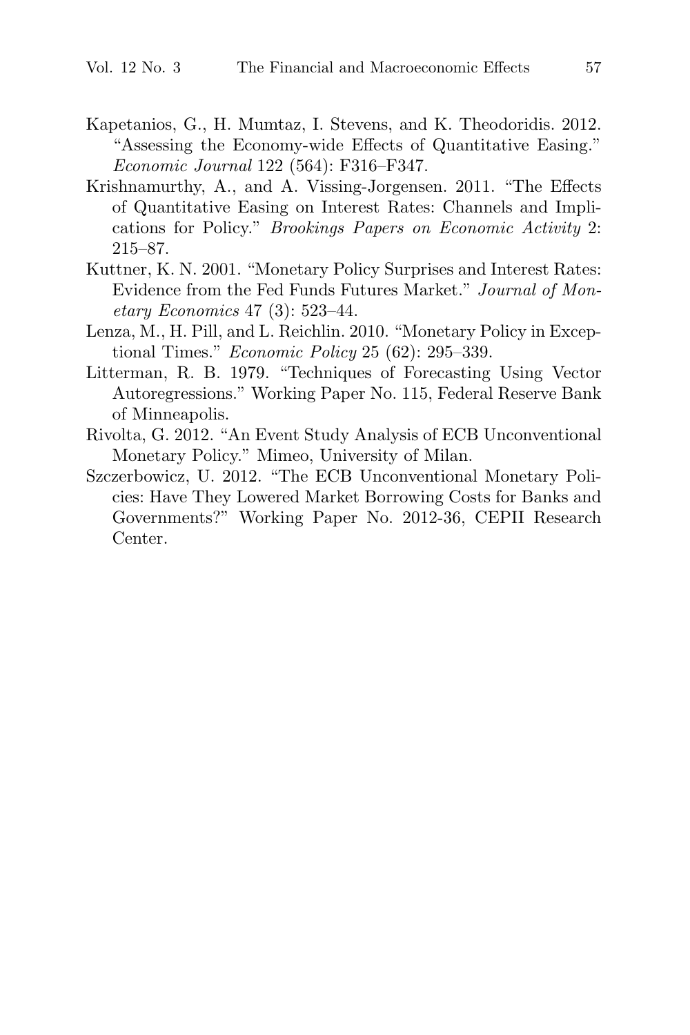Kapetanios, G., H. Mumtaz, I. Stevens, and K. Theodoridis. 2012. "Assessing the Economy-wide Effects of Quantitative Easing." *Economic Journal* 122 (564): F316–F347.

Krishnamurthy, A., and A. Vissing-Jorgensen. 2011. "The Effects of Quantitative Easing on Interest Rates: Channels and Implications for Policy." *Brookings Papers on Economic Activity* 2: 215–87.

Kuttner, K. N. 2001. "Monetary Policy Surprises and Interest Rates: Evidence from the Fed Funds Futures Market." *Journal of Monetary Economics* 47 (3): 523–44.

Lenza, M., H. Pill, and L. Reichlin. 2010. "Monetary Policy in Exceptional Times." *Economic Policy* 25 (62): 295–339.

Litterman, R. B. 1979. "Techniques of Forecasting Using Vector Autoregressions." Working Paper No. 115, Federal Reserve Bank of Minneapolis.

Rivolta, G. 2012. "An Event Study Analysis of ECB Unconventional Monetary Policy." Mimeo, University of Milan.

Szczerbowicz, U. 2012. "The ECB Unconventional Monetary Policies: Have They Lowered Market Borrowing Costs for Banks and Governments?" Working Paper No. 2012-36, CEPII Research Center.